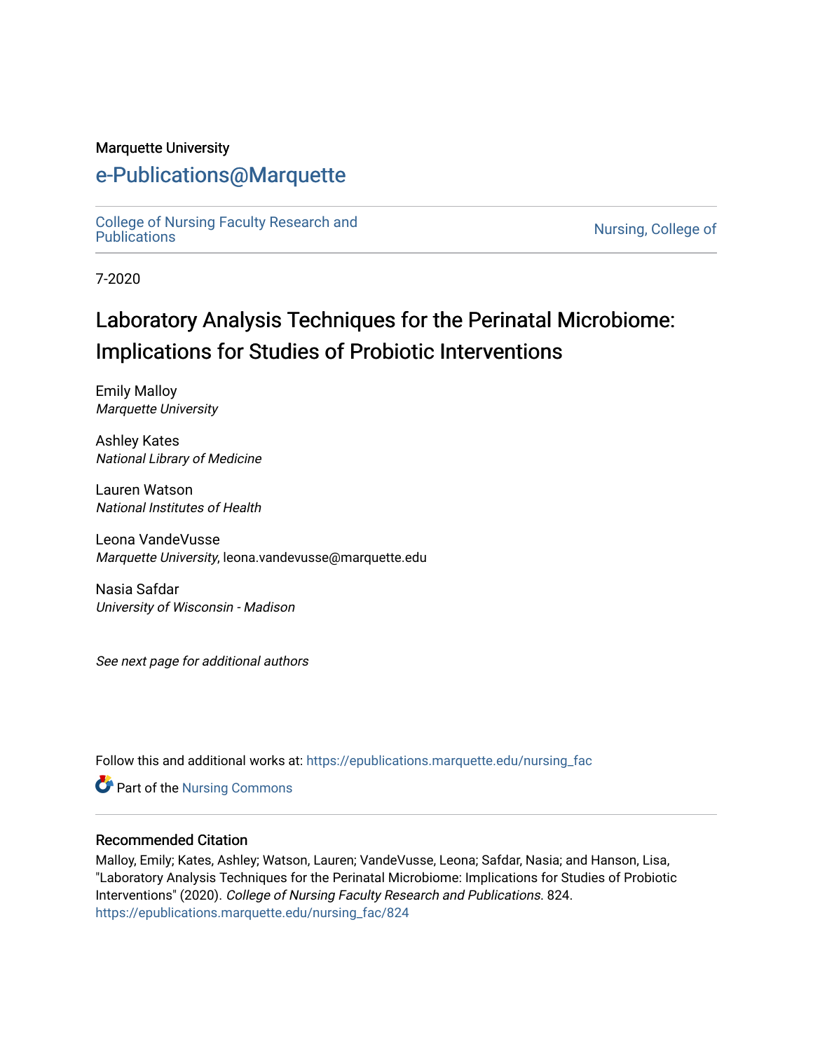Marquette University

# e-Publications@Marquette

College of Nursing Faculty Research and Publications | Nursing, College of

7-2020

## Laboratory Analysis Techniques for the Perinatal Microbiome: Implications for Studies of Probiotic Interventions

Emily Malloy
*Marquette University*

Ashley Kates
*National Library of Medicine*

Lauren Watson
*National Institutes of Health*

Leona VandeVusse
*Marquette University*, leona.vandevusse@marquette.edu

Nasia Safdar
*University of Wisconsin - Madison*

*See next page for additional authors*

Follow this and additional works at: https://epublications.marquette.edu/nursing_fac

Part of the Nursing Commons

### Recommended Citation

Malloy, Emily; Kates, Ashley; Watson, Lauren; VandeVusse, Leona; Safdar, Nasia; and Hanson, Lisa, "Laboratory Analysis Techniques for the Perinatal Microbiome: Implications for Studies of Probiotic Interventions" (2020). *College of Nursing Faculty Research and Publications*. 824.
https://epublications.marquette.edu/nursing_fac/824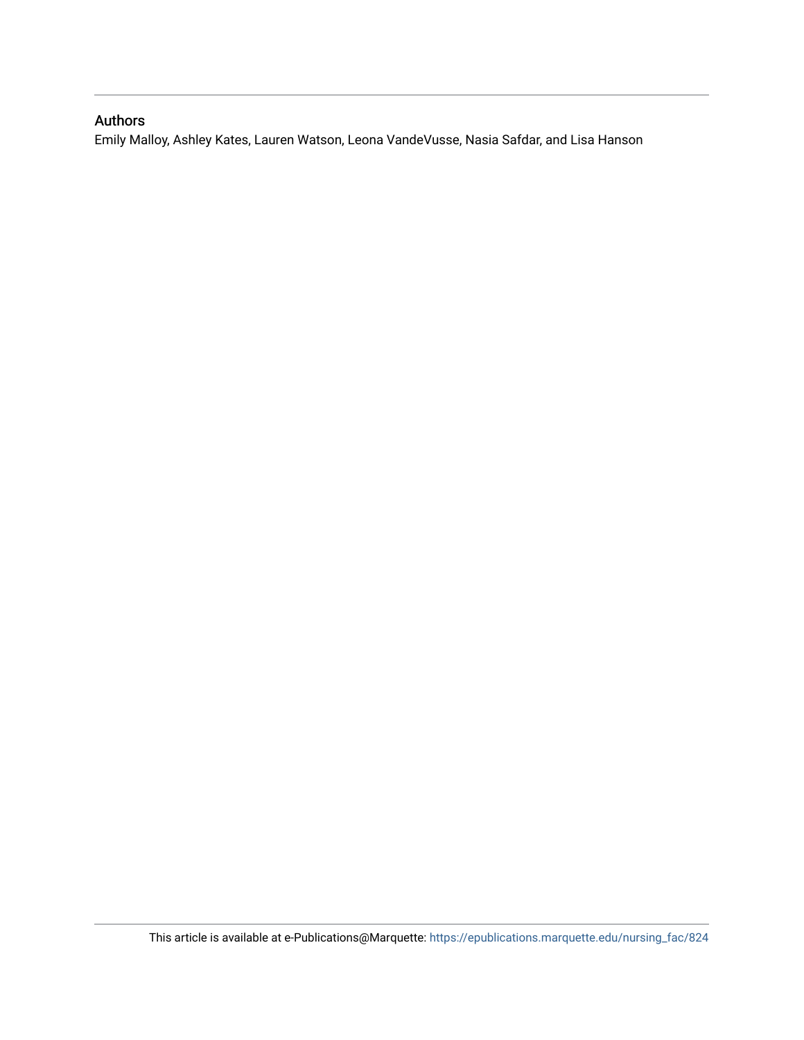## Authors

Emily Malloy, Ashley Kates, Lauren Watson, Leona VandeVusse, Nasia Safdar, and Lisa Hanson

This article is available at e-Publications@Marquette: https://epublications.marquette.edu/nursing_fac/824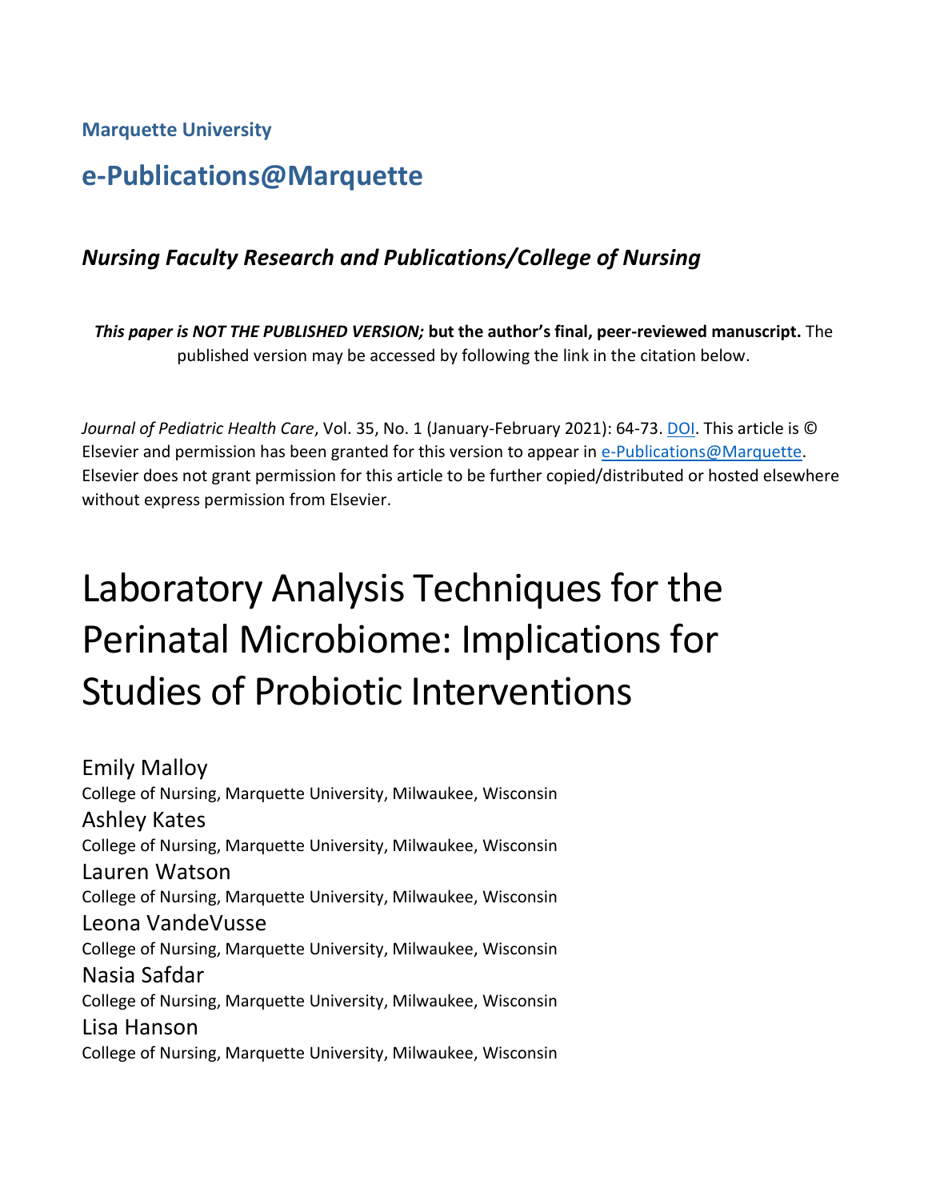**Marquette University**

## e-Publications@Marquette

### *Nursing Faculty Research and Publications/College of Nursing*

***This paper is NOT THE PUBLISHED VERSION;* but the author's final, peer-reviewed manuscript.** The published version may be accessed by following the link in the citation below.

*Journal of Pediatric Health Care*, Vol. 35, No. 1 (January-February 2021): 64-73. DOI. This article is © Elsevier and permission has been granted for this version to appear in e-Publications@Marquette. Elsevier does not grant permission for this article to be further copied/distributed or hosted elsewhere without express permission from Elsevier.

# Laboratory Analysis Techniques for the Perinatal Microbiome: Implications for Studies of Probiotic Interventions

Emily Malloy
College of Nursing, Marquette University, Milwaukee, Wisconsin

Ashley Kates
College of Nursing, Marquette University, Milwaukee, Wisconsin

Lauren Watson
College of Nursing, Marquette University, Milwaukee, Wisconsin

Leona VandeVusse
College of Nursing, Marquette University, Milwaukee, Wisconsin

Nasia Safdar
College of Nursing, Marquette University, Milwaukee, Wisconsin

Lisa Hanson
College of Nursing, Marquette University, Milwaukee, Wisconsin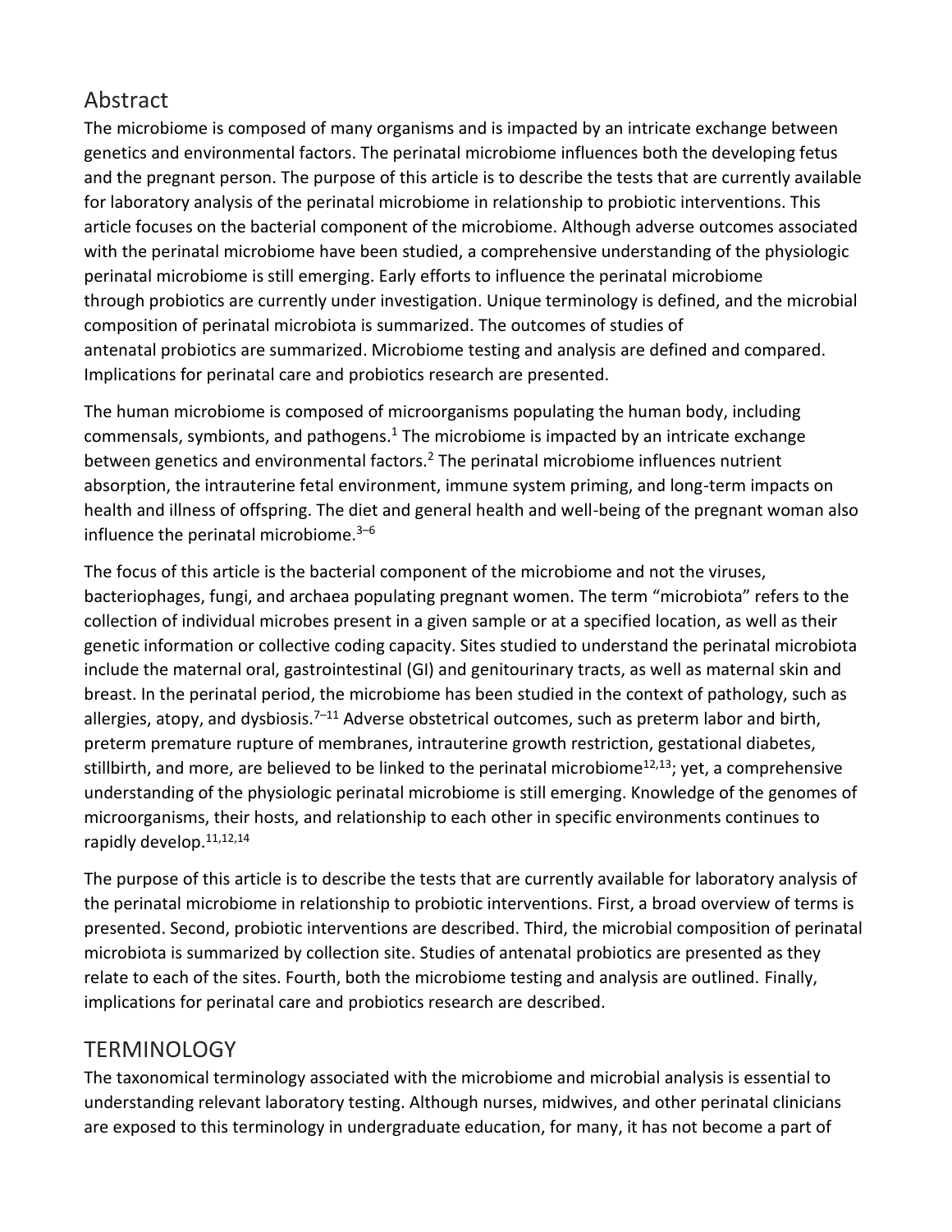## Abstract

The microbiome is composed of many organisms and is impacted by an intricate exchange between genetics and environmental factors. The perinatal microbiome influences both the developing fetus and the pregnant person. The purpose of this article is to describe the tests that are currently available for laboratory analysis of the perinatal microbiome in relationship to probiotic interventions. This article focuses on the bacterial component of the microbiome. Although adverse outcomes associated with the perinatal microbiome have been studied, a comprehensive understanding of the physiologic perinatal microbiome is still emerging. Early efforts to influence the perinatal microbiome through probiotics are currently under investigation. Unique terminology is defined, and the microbial composition of perinatal microbiota is summarized. The outcomes of studies of antenatal probiotics are summarized. Microbiome testing and analysis are defined and compared. Implications for perinatal care and probiotics research are presented.

The human microbiome is composed of microorganisms populating the human body, including commensals, symbionts, and pathogens.[1] The microbiome is impacted by an intricate exchange between genetics and environmental factors.[2] The perinatal microbiome influences nutrient absorption, the intrauterine fetal environment, immune system priming, and long-term impacts on health and illness of offspring. The diet and general health and well-being of the pregnant woman also influence the perinatal microbiome.[3–6]

The focus of this article is the bacterial component of the microbiome and not the viruses, bacteriophages, fungi, and archaea populating pregnant women. The term "microbiota" refers to the collection of individual microbes present in a given sample or at a specified location, as well as their genetic information or collective coding capacity. Sites studied to understand the perinatal microbiota include the maternal oral, gastrointestinal (GI) and genitourinary tracts, as well as maternal skin and breast. In the perinatal period, the microbiome has been studied in the context of pathology, such as allergies, atopy, and dysbiosis.[7–11] Adverse obstetrical outcomes, such as preterm labor and birth, preterm premature rupture of membranes, intrauterine growth restriction, gestational diabetes, stillbirth, and more, are believed to be linked to the perinatal microbiome[12,13]; yet, a comprehensive understanding of the physiologic perinatal microbiome is still emerging. Knowledge of the genomes of microorganisms, their hosts, and relationship to each other in specific environments continues to rapidly develop.[11,12,14]

The purpose of this article is to describe the tests that are currently available for laboratory analysis of the perinatal microbiome in relationship to probiotic interventions. First, a broad overview of terms is presented. Second, probiotic interventions are described. Third, the microbial composition of perinatal microbiota is summarized by collection site. Studies of antenatal probiotics are presented as they relate to each of the sites. Fourth, both the microbiome testing and analysis are outlined. Finally, implications for perinatal care and probiotics research are described.

## TERMINOLOGY

The taxonomical terminology associated with the microbiome and microbial analysis is essential to understanding relevant laboratory testing. Although nurses, midwives, and other perinatal clinicians are exposed to this terminology in undergraduate education, for many, it has not become a part of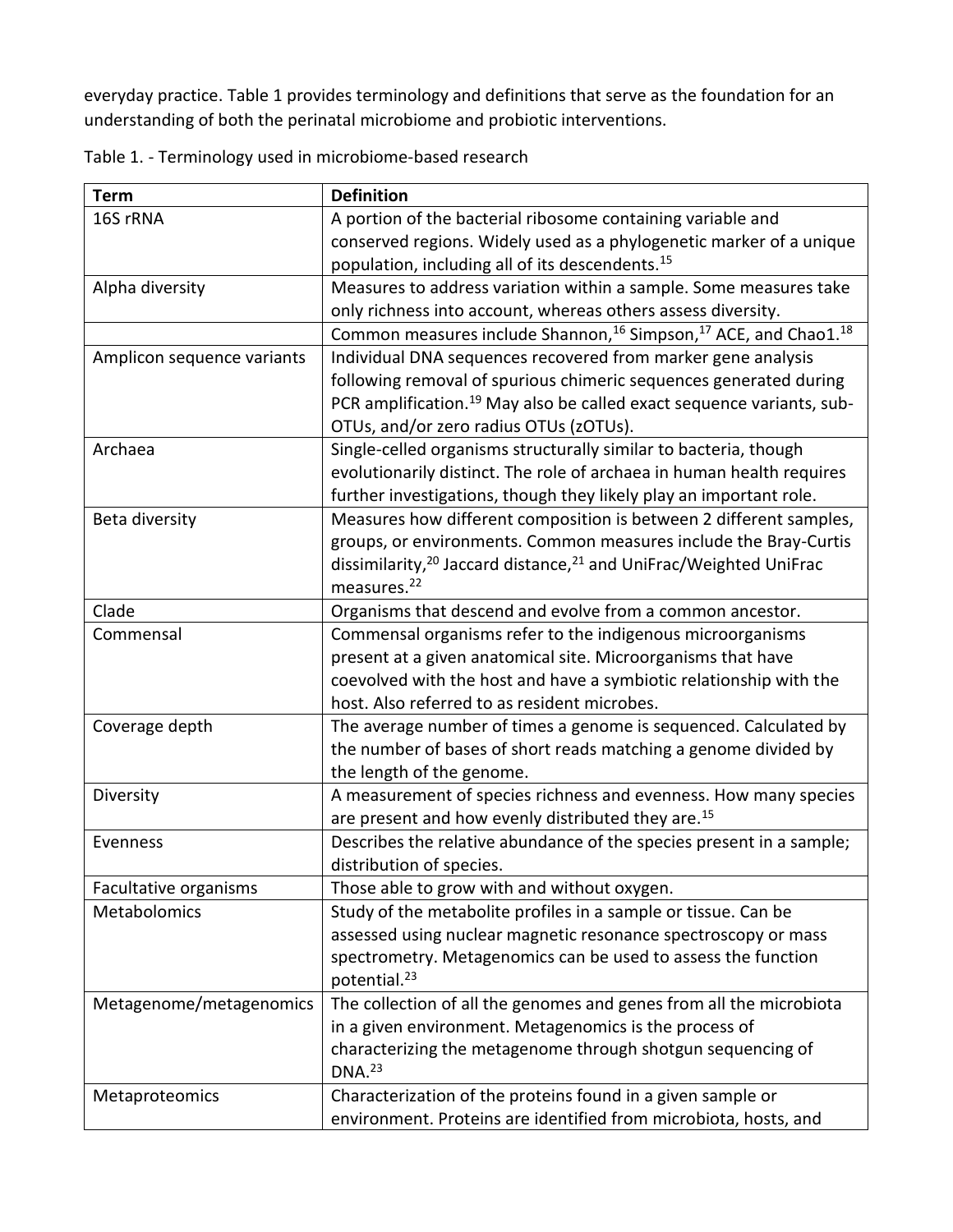everyday practice. Table 1 provides terminology and definitions that serve as the foundation for an understanding of both the perinatal microbiome and probiotic interventions.

Table 1. - Terminology used in microbiome-based research

| Term | Definition |
|---|---|
| 16S rRNA | A portion of the bacterial ribosome containing variable and conserved regions. Widely used as a phylogenetic marker of a unique population, including all of its descendents.[15] |
| Alpha diversity | Measures to address variation within a sample. Some measures take only richness into account, whereas others assess diversity. |
| | Common measures include Shannon,[16] Simpson,[17] ACE, and Chao1.[18] |
| Amplicon sequence variants | Individual DNA sequences recovered from marker gene analysis following removal of spurious chimeric sequences generated during PCR amplification.[19] May also be called exact sequence variants, sub-OTUs, and/or zero radius OTUs (zOTUs). |
| Archaea | Single-celled organisms structurally similar to bacteria, though evolutionarily distinct. The role of archaea in human health requires further investigations, though they likely play an important role. |
| Beta diversity | Measures how different composition is between 2 different samples, groups, or environments. Common measures include the Bray-Curtis dissimilarity,[20] Jaccard distance,[21] and UniFrac/Weighted UniFrac measures.[22] |
| Clade | Organisms that descend and evolve from a common ancestor. |
| Commensal | Commensal organisms refer to the indigenous microorganisms present at a given anatomical site. Microorganisms that have coevolved with the host and have a symbiotic relationship with the host. Also referred to as resident microbes. |
| Coverage depth | The average number of times a genome is sequenced. Calculated by the number of bases of short reads matching a genome divided by the length of the genome. |
| Diversity | A measurement of species richness and evenness. How many species are present and how evenly distributed they are.[15] |
| Evenness | Describes the relative abundance of the species present in a sample; distribution of species. |
| Facultative organisms | Those able to grow with and without oxygen. |
| Metabolomics | Study of the metabolite profiles in a sample or tissue. Can be assessed using nuclear magnetic resonance spectroscopy or mass spectrometry. Metagenomics can be used to assess the function potential.[23] |
| Metagenome/metagenomics | The collection of all the genomes and genes from all the microbiota in a given environment. Metagenomics is the process of characterizing the metagenome through shotgun sequencing of DNA.[23] |
| Metaproteomics | Characterization of the proteins found in a given sample or environment. Proteins are identified from microbiota, hosts, and |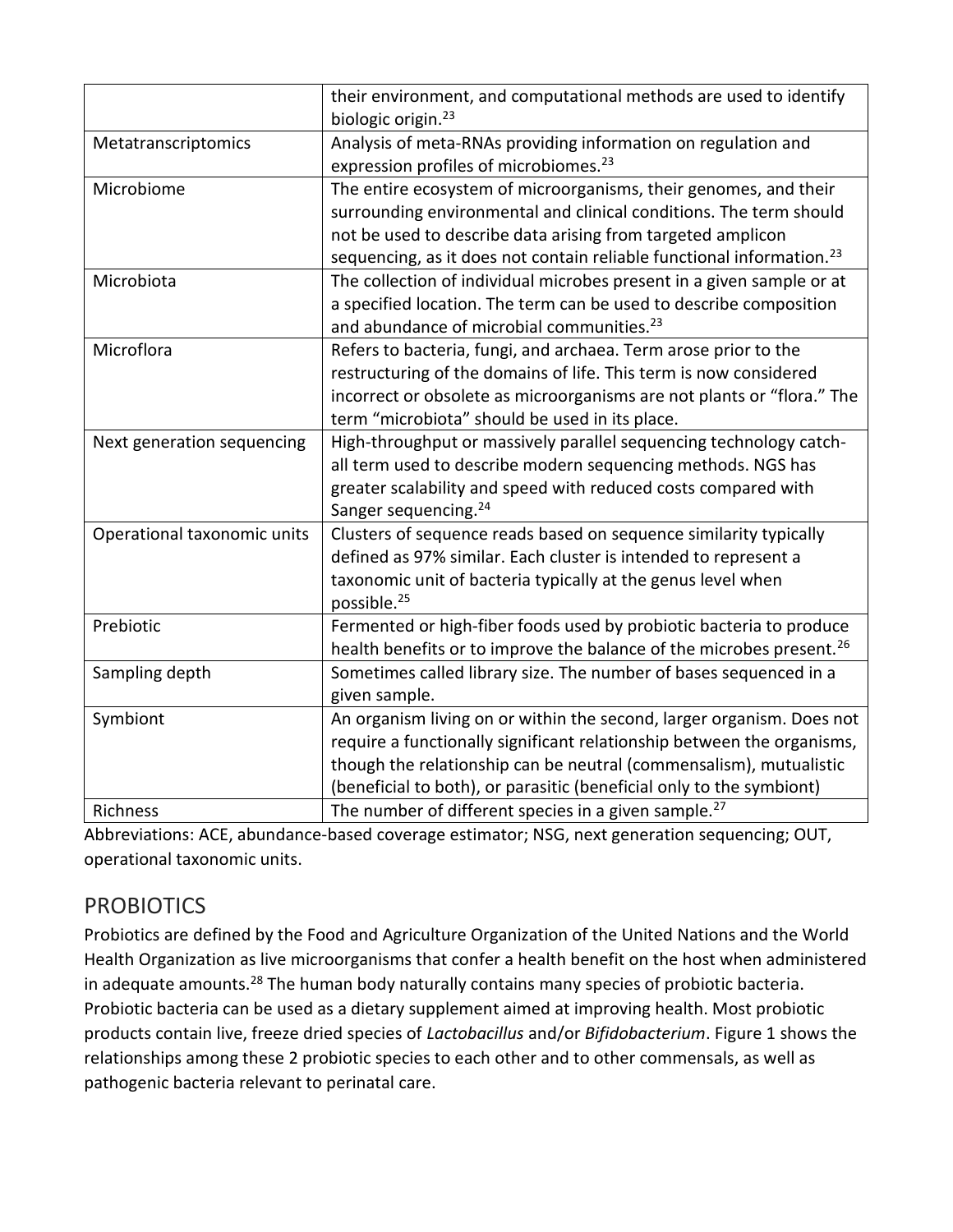|  |  |
|---|---|
|  | their environment, and computational methods are used to identify biologic origin.[23] |
| Metatranscriptomics | Analysis of meta-RNAs providing information on regulation and expression profiles of microbiomes.[23] |
| Microbiome | The entire ecosystem of microorganisms, their genomes, and their surrounding environmental and clinical conditions. The term should not be used to describe data arising from targeted amplicon sequencing, as it does not contain reliable functional information.[23] |
| Microbiota | The collection of individual microbes present in a given sample or at a specified location. The term can be used to describe composition and abundance of microbial communities.[23] |
| Microflora | Refers to bacteria, fungi, and archaea. Term arose prior to the restructuring of the domains of life. This term is now considered incorrect or obsolete as microorganisms are not plants or "flora." The term "microbiota" should be used in its place. |
| Next generation sequencing | High-throughput or massively parallel sequencing technology catch-all term used to describe modern sequencing methods. NGS has greater scalability and speed with reduced costs compared with Sanger sequencing.[24] |
| Operational taxonomic units | Clusters of sequence reads based on sequence similarity typically defined as 97% similar. Each cluster is intended to represent a taxonomic unit of bacteria typically at the genus level when possible.[25] |
| Prebiotic | Fermented or high-fiber foods used by probiotic bacteria to produce health benefits or to improve the balance of the microbes present.[26] |
| Sampling depth | Sometimes called library size. The number of bases sequenced in a given sample. |
| Symbiont | An organism living on or within the second, larger organism. Does not require a functionally significant relationship between the organisms, though the relationship can be neutral (commensalism), mutualistic (beneficial to both), or parasitic (beneficial only to the symbiont) |
| Richness | The number of different species in a given sample.[27] |

Abbreviations: ACE, abundance-based coverage estimator; NSG, next generation sequencing; OUT, operational taxonomic units.

## PROBIOTICS

Probiotics are defined by the Food and Agriculture Organization of the United Nations and the World Health Organization as live microorganisms that confer a health benefit on the host when administered in adequate amounts.[28] The human body naturally contains many species of probiotic bacteria. Probiotic bacteria can be used as a dietary supplement aimed at improving health. Most probiotic products contain live, freeze dried species of *Lactobacillus* and/or *Bifidobacterium*. Figure 1 shows the relationships among these 2 probiotic species to each other and to other commensals, as well as pathogenic bacteria relevant to perinatal care.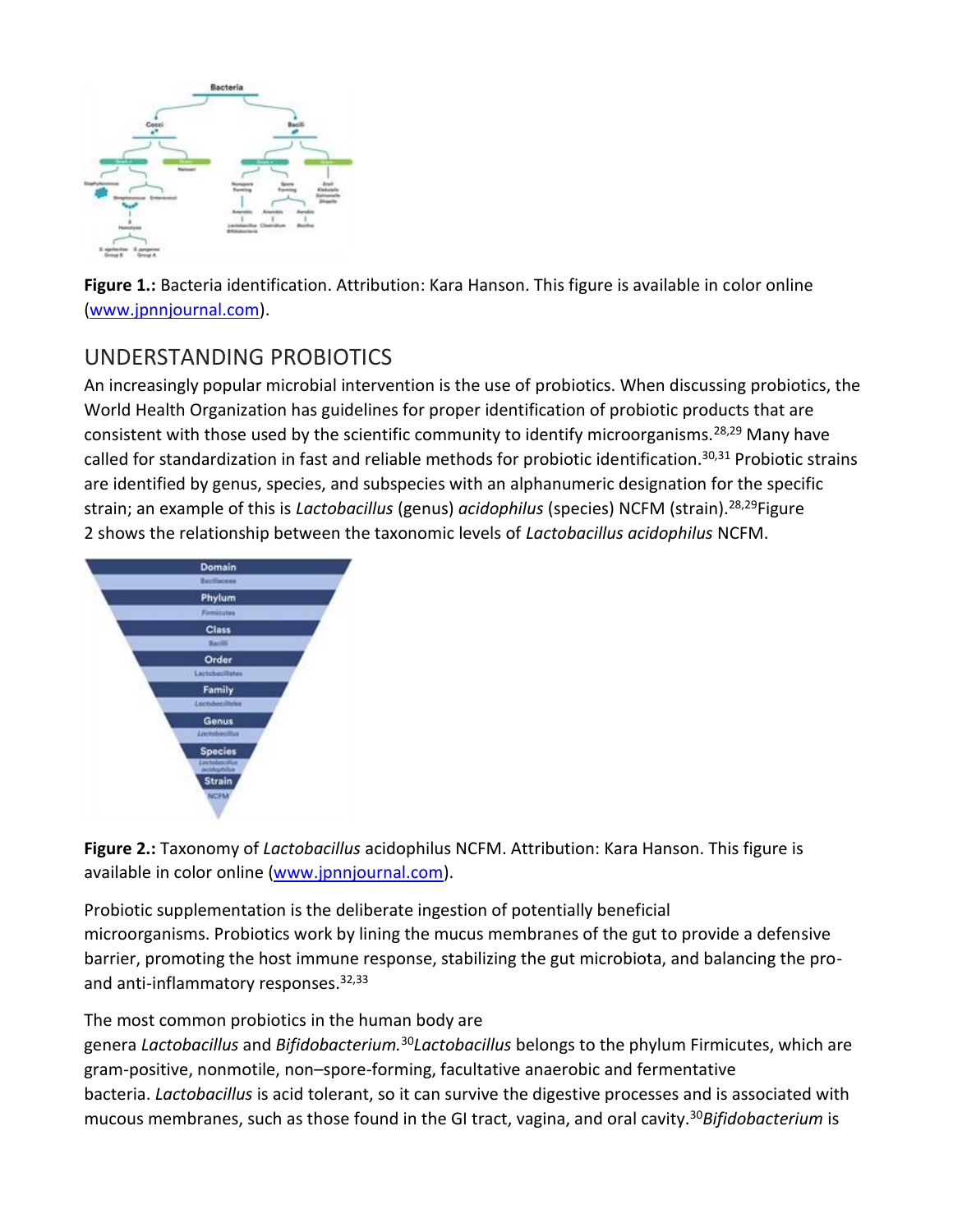**Figure 1.:** Bacteria identification. Attribution: Kara Hanson. This figure is available in color online (www.jpnnjournal.com).

## UNDERSTANDING PROBIOTICS

An increasingly popular microbial intervention is the use of probiotics. When discussing probiotics, the World Health Organization has guidelines for proper identification of probiotic products that are consistent with those used by the scientific community to identify microorganisms.[28,29] Many have called for standardization in fast and reliable methods for probiotic identification.[30,31] Probiotic strains are identified by genus, species, and subspecies with an alphanumeric designation for the specific strain; an example of this is *Lactobacillus* (genus) *acidophilus* (species) NCFM (strain).[28,29] Figure 2 shows the relationship between the taxonomic levels of *Lactobacillus acidophilus* NCFM.

**Figure 2.:** Taxonomy of *Lactobacillus* acidophilus NCFM. Attribution: Kara Hanson. This figure is available in color online (www.jpnnjournal.com).

Probiotic supplementation is the deliberate ingestion of potentially beneficial microorganisms. Probiotics work by lining the mucus membranes of the gut to provide a defensive barrier, promoting the host immune response, stabilizing the gut microbiota, and balancing the pro- and anti-inflammatory responses.[32,33]

The most common probiotics in the human body are genera *Lactobacillus* and *Bifidobacterium.*[30] *Lactobacillus* belongs to the phylum Firmicutes, which are gram-positive, nonmotile, non–spore-forming, facultative anaerobic and fermentative bacteria. *Lactobacillus* is acid tolerant, so it can survive the digestive processes and is associated with mucous membranes, such as those found in the GI tract, vagina, and oral cavity.[30] *Bifidobacterium* is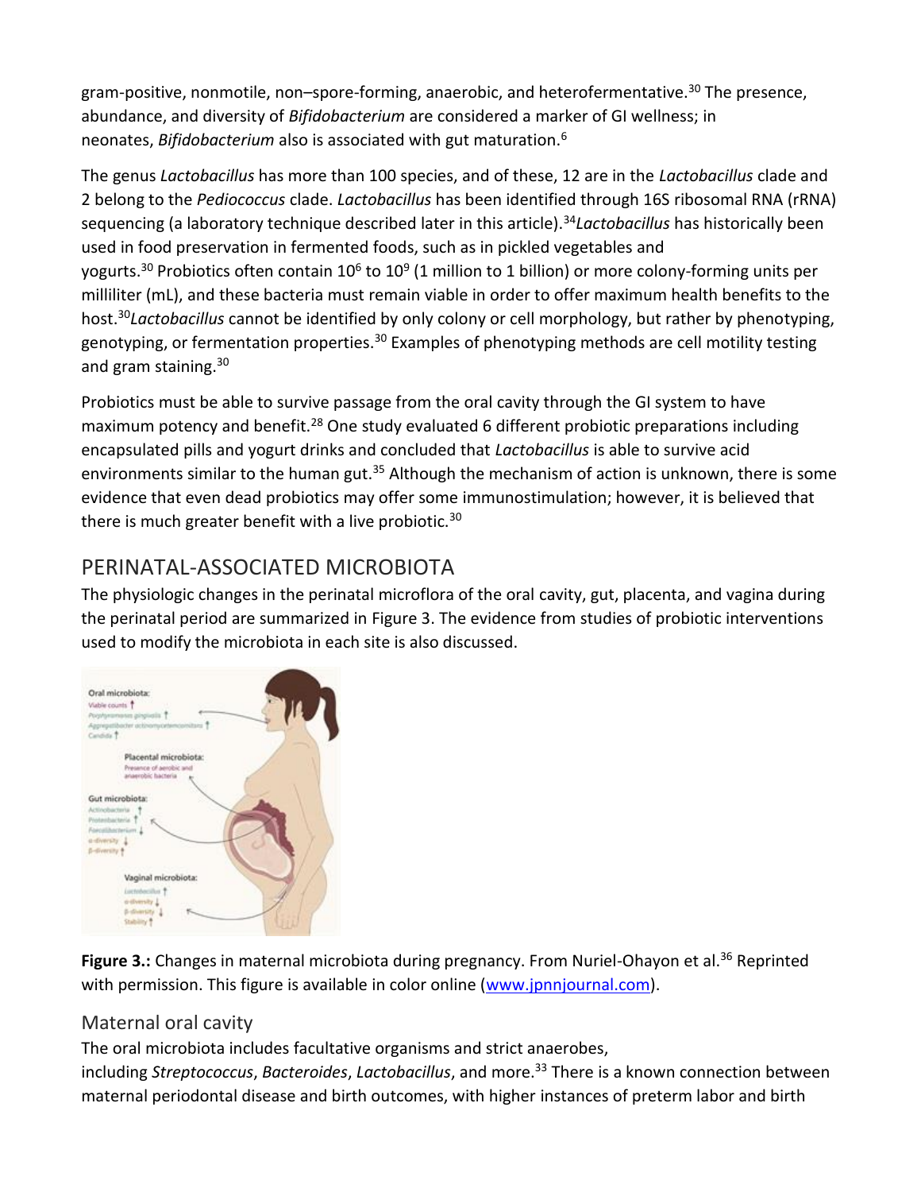gram-positive, nonmotile, non–spore-forming, anaerobic, and heterofermentative.[30] The presence, abundance, and diversity of *Bifidobacterium* are considered a marker of GI wellness; in neonates, *Bifidobacterium* also is associated with gut maturation.[6]

The genus *Lactobacillus* has more than 100 species, and of these, 12 are in the *Lactobacillus* clade and 2 belong to the *Pediococcus* clade. *Lactobacillus* has been identified through 16S ribosomal RNA (rRNA) sequencing (a laboratory technique described later in this article).[34] *Lactobacillus* has historically been used in food preservation in fermented foods, such as in pickled vegetables and yogurts.[30] Probiotics often contain $10^6$ to $10^9$ (1 million to 1 billion) or more colony-forming units per milliliter (mL), and these bacteria must remain viable in order to offer maximum health benefits to the host.[30] *Lactobacillus* cannot be identified by only colony or cell morphology, but rather by phenotyping, genotyping, or fermentation properties.[30] Examples of phenotyping methods are cell motility testing and gram staining.[30]

Probiotics must be able to survive passage from the oral cavity through the GI system to have maximum potency and benefit.[28] One study evaluated 6 different probiotic preparations including encapsulated pills and yogurt drinks and concluded that *Lactobacillus* is able to survive acid environments similar to the human gut.[35] Although the mechanism of action is unknown, there is some evidence that even dead probiotics may offer some immunostimulation; however, it is believed that there is much greater benefit with a live probiotic.[30]

## PERINATAL-ASSOCIATED MICROBIOTA

The physiologic changes in the perinatal microflora of the oral cavity, gut, placenta, and vagina during the perinatal period are summarized in Figure 3. The evidence from studies of probiotic interventions used to modify the microbiota in each site is also discussed.

**Figure 3.:** Changes in maternal microbiota during pregnancy. From Nuriel-Ohayon et al.[36] Reprinted with permission. This figure is available in color online (www.jpnnjournal.com).

### Maternal oral cavity

The oral microbiota includes facultative organisms and strict anaerobes, including *Streptococcus*, *Bacteroides*, *Lactobacillus*, and more.[33] There is a known connection between maternal periodontal disease and birth outcomes, with higher instances of preterm labor and birth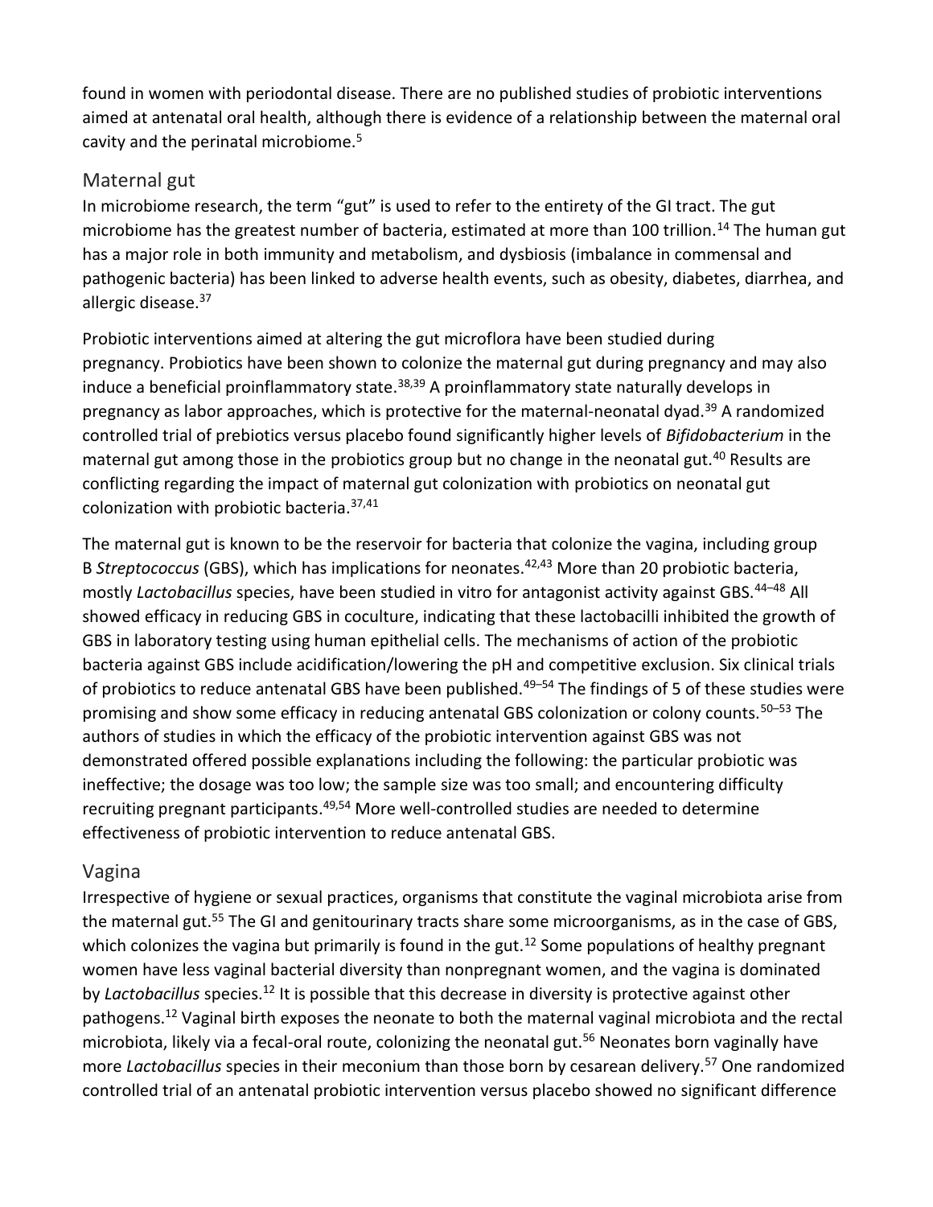found in women with periodontal disease. There are no published studies of probiotic interventions aimed at antenatal oral health, although there is evidence of a relationship between the maternal oral cavity and the perinatal microbiome.[5]

## Maternal gut

In microbiome research, the term “gut” is used to refer to the entirety of the GI tract. The gut microbiome has the greatest number of bacteria, estimated at more than 100 trillion.[14] The human gut has a major role in both immunity and metabolism, and dysbiosis (imbalance in commensal and pathogenic bacteria) has been linked to adverse health events, such as obesity, diabetes, diarrhea, and allergic disease.[37]

Probiotic interventions aimed at altering the gut microflora have been studied during pregnancy. Probiotics have been shown to colonize the maternal gut during pregnancy and may also induce a beneficial proinflammatory state.[38,39] A proinflammatory state naturally develops in pregnancy as labor approaches, which is protective for the maternal-neonatal dyad.[39] A randomized controlled trial of prebiotics versus placebo found significantly higher levels of *Bifidobacterium* in the maternal gut among those in the probiotics group but no change in the neonatal gut.[40] Results are conflicting regarding the impact of maternal gut colonization with probiotics on neonatal gut colonization with probiotic bacteria.[37,41]

The maternal gut is known to be the reservoir for bacteria that colonize the vagina, including group B *Streptococcus* (GBS), which has implications for neonates.[42,43] More than 20 probiotic bacteria, mostly *Lactobacillus* species, have been studied in vitro for antagonist activity against GBS.[44–48] All showed efficacy in reducing GBS in coculture, indicating that these lactobacilli inhibited the growth of GBS in laboratory testing using human epithelial cells. The mechanisms of action of the probiotic bacteria against GBS include acidification/lowering the pH and competitive exclusion. Six clinical trials of probiotics to reduce antenatal GBS have been published.[49–54] The findings of 5 of these studies were promising and show some efficacy in reducing antenatal GBS colonization or colony counts.[50–53] The authors of studies in which the efficacy of the probiotic intervention against GBS was not demonstrated offered possible explanations including the following: the particular probiotic was ineffective; the dosage was too low; the sample size was too small; and encountering difficulty recruiting pregnant participants.[49,54] More well-controlled studies are needed to determine effectiveness of probiotic intervention to reduce antenatal GBS.

## Vagina

Irrespective of hygiene or sexual practices, organisms that constitute the vaginal microbiota arise from the maternal gut.[55] The GI and genitourinary tracts share some microorganisms, as in the case of GBS, which colonizes the vagina but primarily is found in the gut.[12] Some populations of healthy pregnant women have less vaginal bacterial diversity than nonpregnant women, and the vagina is dominated by *Lactobacillus* species.[12] It is possible that this decrease in diversity is protective against other pathogens.[12] Vaginal birth exposes the neonate to both the maternal vaginal microbiota and the rectal microbiota, likely via a fecal-oral route, colonizing the neonatal gut.[56] Neonates born vaginally have more *Lactobacillus* species in their meconium than those born by cesarean delivery.[57] One randomized controlled trial of an antenatal probiotic intervention versus placebo showed no significant difference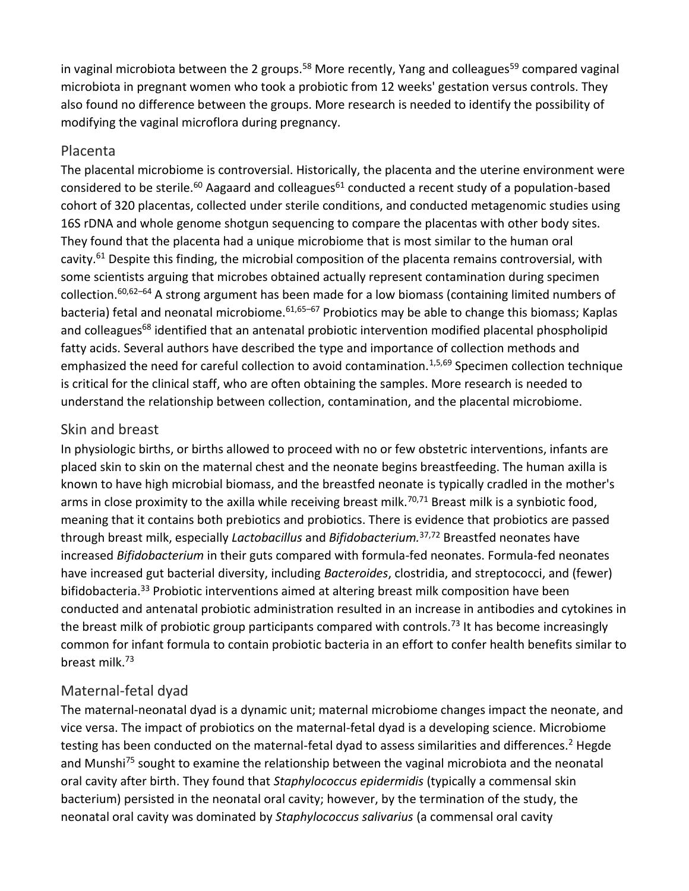in vaginal microbiota between the 2 groups.[58] More recently, Yang and colleagues[59] compared vaginal microbiota in pregnant women who took a probiotic from 12 weeks' gestation versus controls. They also found no difference between the groups. More research is needed to identify the possibility of modifying the vaginal microflora during pregnancy.

## Placenta

The placental microbiome is controversial. Historically, the placenta and the uterine environment were considered to be sterile.[60] Aagaard and colleagues[61] conducted a recent study of a population-based cohort of 320 placentas, collected under sterile conditions, and conducted metagenomic studies using 16S rDNA and whole genome shotgun sequencing to compare the placentas with other body sites. They found that the placenta had a unique microbiome that is most similar to the human oral cavity.[61] Despite this finding, the microbial composition of the placenta remains controversial, with some scientists arguing that microbes obtained actually represent contamination during specimen collection.[60,62–64] A strong argument has been made for a low biomass (containing limited numbers of bacteria) fetal and neonatal microbiome.[61,65–67] Probiotics may be able to change this biomass; Kaplas and colleagues[68] identified that an antenatal probiotic intervention modified placental phospholipid fatty acids. Several authors have described the type and importance of collection methods and emphasized the need for careful collection to avoid contamination.[1,5,69] Specimen collection technique is critical for the clinical staff, who are often obtaining the samples. More research is needed to understand the relationship between collection, contamination, and the placental microbiome.

## Skin and breast

In physiologic births, or births allowed to proceed with no or few obstetric interventions, infants are placed skin to skin on the maternal chest and the neonate begins breastfeeding. The human axilla is known to have high microbial biomass, and the breastfed neonate is typically cradled in the mother's arms in close proximity to the axilla while receiving breast milk.[70,71] Breast milk is a synbiotic food, meaning that it contains both prebiotics and probiotics. There is evidence that probiotics are passed through breast milk, especially *Lactobacillus* and *Bifidobacterium.*[37,72] Breastfed neonates have increased *Bifidobacterium* in their guts compared with formula-fed neonates. Formula-fed neonates have increased gut bacterial diversity, including *Bacteroides*, clostridia, and streptococci, and (fewer) bifidobacteria.[33] Probiotic interventions aimed at altering breast milk composition have been conducted and antenatal probiotic administration resulted in an increase in antibodies and cytokines in the breast milk of probiotic group participants compared with controls.[73] It has become increasingly common for infant formula to contain probiotic bacteria in an effort to confer health benefits similar to breast milk.[73]

## Maternal-fetal dyad

The maternal-neonatal dyad is a dynamic unit; maternal microbiome changes impact the neonate, and vice versa. The impact of probiotics on the maternal-fetal dyad is a developing science. Microbiome testing has been conducted on the maternal-fetal dyad to assess similarities and differences.[2] Hegde and Munshi[75] sought to examine the relationship between the vaginal microbiota and the neonatal oral cavity after birth. They found that *Staphylococcus epidermidis* (typically a commensal skin bacterium) persisted in the neonatal oral cavity; however, by the termination of the study, the neonatal oral cavity was dominated by *Staphylococcus salivarius* (a commensal oral cavity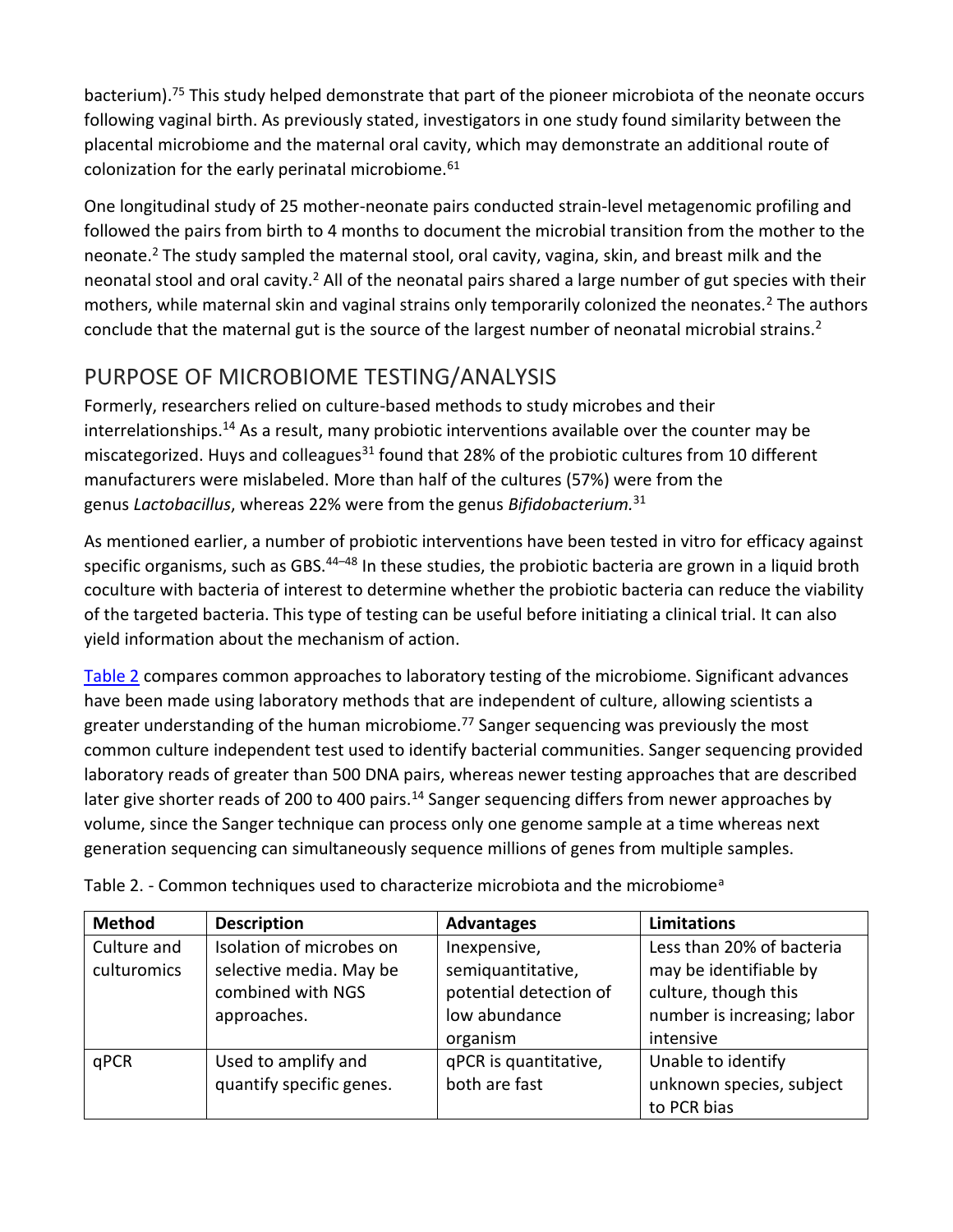bacterium).[75] This study helped demonstrate that part of the pioneer microbiota of the neonate occurs following vaginal birth. As previously stated, investigators in one study found similarity between the placental microbiome and the maternal oral cavity, which may demonstrate an additional route of colonization for the early perinatal microbiome.[61]

One longitudinal study of 25 mother-neonate pairs conducted strain-level metagenomic profiling and followed the pairs from birth to 4 months to document the microbial transition from the mother to the neonate.[2] The study sampled the maternal stool, oral cavity, vagina, skin, and breast milk and the neonatal stool and oral cavity.[2] All of the neonatal pairs shared a large number of gut species with their mothers, while maternal skin and vaginal strains only temporarily colonized the neonates.[2] The authors conclude that the maternal gut is the source of the largest number of neonatal microbial strains.[2]

## PURPOSE OF MICROBIOME TESTING/ANALYSIS

Formerly, researchers relied on culture-based methods to study microbes and their interrelationships.[14] As a result, many probiotic interventions available over the counter may be miscategorized. Huys and colleagues[31] found that 28% of the probiotic cultures from 10 different manufacturers were mislabeled. More than half of the cultures (57%) were from the genus *Lactobacillus*, whereas 22% were from the genus *Bifidobacterium.*[31]

As mentioned earlier, a number of probiotic interventions have been tested in vitro for efficacy against specific organisms, such as GBS.[44–48] In these studies, the probiotic bacteria are grown in a liquid broth coculture with bacteria of interest to determine whether the probiotic bacteria can reduce the viability of the targeted bacteria. This type of testing can be useful before initiating a clinical trial. It can also yield information about the mechanism of action.

Table 2 compares common approaches to laboratory testing of the microbiome. Significant advances have been made using laboratory methods that are independent of culture, allowing scientists a greater understanding of the human microbiome.[77] Sanger sequencing was previously the most common culture independent test used to identify bacterial communities. Sanger sequencing provided laboratory reads of greater than 500 DNA pairs, whereas newer testing approaches that are described later give shorter reads of 200 to 400 pairs.[14] Sanger sequencing differs from newer approaches by volume, since the Sanger technique can process only one genome sample at a time whereas next generation sequencing can simultaneously sequence millions of genes from multiple samples.

Table 2. - Common techniques used to characterize microbiota and the microbiome[a]

| Method | Description | Advantages | Limitations |
|---|---|---|---|
| Culture and culturomics | Isolation of microbes on selective media. May be combined with NGS approaches. | Inexpensive, semiquantitative, potential detection of low abundance organism | Less than 20% of bacteria may be identifiable by culture, though this number is increasing; labor intensive |
| qPCR | Used to amplify and quantify specific genes. | qPCR is quantitative, both are fast | Unable to identify unknown species, subject to PCR bias |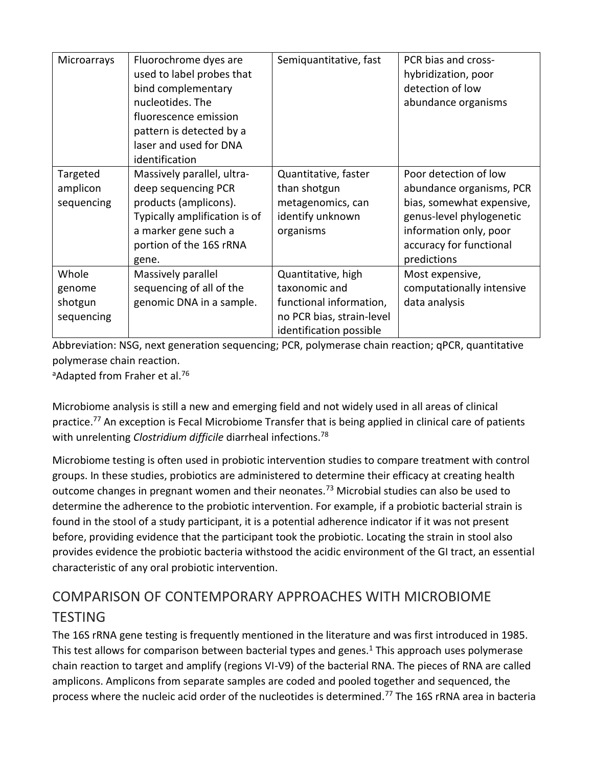| Microarrays | Fluorochrome dyes are used to label probes that bind complementary nucleotides. The fluorescence emission pattern is detected by a laser and used for DNA identification | Semiquantitative, fast | PCR bias and cross-hybridization, poor detection of low abundance organisms |
|---|---|---|---|
| Targeted amplicon sequencing | Massively parallel, ultra-deep sequencing PCR products (amplicons). Typically amplification is of a marker gene such a portion of the 16S rRNA gene. | Quantitative, faster than shotgun metagenomics, can identify unknown organisms | Poor detection of low abundance organisms, PCR bias, somewhat expensive, genus-level phylogenetic information only, poor accuracy for functional predictions |
| Whole genome shotgun sequencing | Massively parallel sequencing of all of the genomic DNA in a sample. | Quantitative, high taxonomic and functional information, no PCR bias, strain-level identification possible | Most expensive, computationally intensive data analysis |

Abbreviation: NSG, next generation sequencing; PCR, polymerase chain reaction; qPCR, quantitative polymerase chain reaction.

[a]Adapted from Fraher et al.[76]

Microbiome analysis is still a new and emerging field and not widely used in all areas of clinical practice.[77] An exception is Fecal Microbiome Transfer that is being applied in clinical care of patients with unrelenting *Clostridium difficile* diarrheal infections.[78]

Microbiome testing is often used in probiotic intervention studies to compare treatment with control groups. In these studies, probiotics are administered to determine their efficacy at creating health outcome changes in pregnant women and their neonates.[73] Microbial studies can also be used to determine the adherence to the probiotic intervention. For example, if a probiotic bacterial strain is found in the stool of a study participant, it is a potential adherence indicator if it was not present before, providing evidence that the participant took the probiotic. Locating the strain in stool also provides evidence the probiotic bacteria withstood the acidic environment of the GI tract, an essential characteristic of any oral probiotic intervention.

## COMPARISON OF CONTEMPORARY APPROACHES WITH MICROBIOME TESTING

The 16S rRNA gene testing is frequently mentioned in the literature and was first introduced in 1985. This test allows for comparison between bacterial types and genes.[1] This approach uses polymerase chain reaction to target and amplify (regions VI-V9) of the bacterial RNA. The pieces of RNA are called amplicons. Amplicons from separate samples are coded and pooled together and sequenced, the process where the nucleic acid order of the nucleotides is determined.[77] The 16S rRNA area in bacteria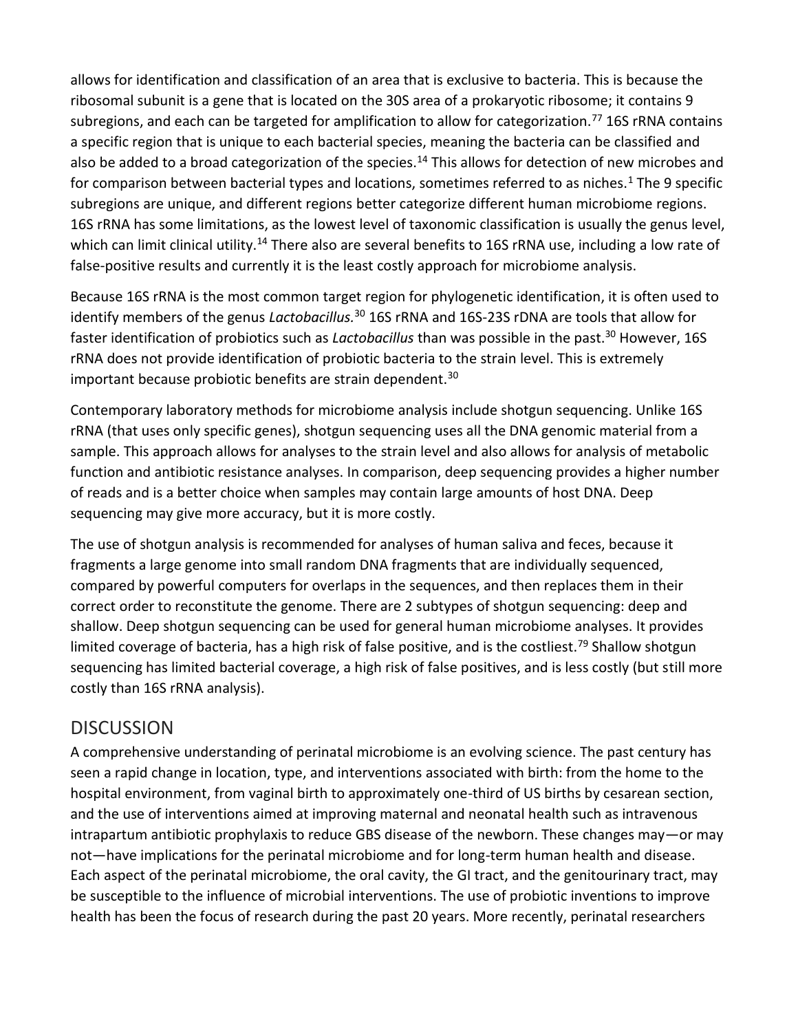allows for identification and classification of an area that is exclusive to bacteria. This is because the ribosomal subunit is a gene that is located on the 30S area of a prokaryotic ribosome; it contains 9 subregions, and each can be targeted for amplification to allow for categorization.[77] 16S rRNA contains a specific region that is unique to each bacterial species, meaning the bacteria can be classified and also be added to a broad categorization of the species.[14] This allows for detection of new microbes and for comparison between bacterial types and locations, sometimes referred to as niches.[1] The 9 specific subregions are unique, and different regions better categorize different human microbiome regions. 16S rRNA has some limitations, as the lowest level of taxonomic classification is usually the genus level, which can limit clinical utility.[14] There also are several benefits to 16S rRNA use, including a low rate of false-positive results and currently it is the least costly approach for microbiome analysis.

Because 16S rRNA is the most common target region for phylogenetic identification, it is often used to identify members of the genus *Lactobacillus.*[30] 16S rRNA and 16S-23S rDNA are tools that allow for faster identification of probiotics such as *Lactobacillus* than was possible in the past.[30] However, 16S rRNA does not provide identification of probiotic bacteria to the strain level. This is extremely important because probiotic benefits are strain dependent.[30]

Contemporary laboratory methods for microbiome analysis include shotgun sequencing. Unlike 16S rRNA (that uses only specific genes), shotgun sequencing uses all the DNA genomic material from a sample. This approach allows for analyses to the strain level and also allows for analysis of metabolic function and antibiotic resistance analyses. In comparison, deep sequencing provides a higher number of reads and is a better choice when samples may contain large amounts of host DNA. Deep sequencing may give more accuracy, but it is more costly.

The use of shotgun analysis is recommended for analyses of human saliva and feces, because it fragments a large genome into small random DNA fragments that are individually sequenced, compared by powerful computers for overlaps in the sequences, and then replaces them in their correct order to reconstitute the genome. There are 2 subtypes of shotgun sequencing: deep and shallow. Deep shotgun sequencing can be used for general human microbiome analyses. It provides limited coverage of bacteria, has a high risk of false positive, and is the costliest.[79] Shallow shotgun sequencing has limited bacterial coverage, a high risk of false positives, and is less costly (but still more costly than 16S rRNA analysis).

## DISCUSSION

A comprehensive understanding of perinatal microbiome is an evolving science. The past century has seen a rapid change in location, type, and interventions associated with birth: from the home to the hospital environment, from vaginal birth to approximately one-third of US births by cesarean section, and the use of interventions aimed at improving maternal and neonatal health such as intravenous intrapartum antibiotic prophylaxis to reduce GBS disease of the newborn. These changes may—or may not—have implications for the perinatal microbiome and for long-term human health and disease. Each aspect of the perinatal microbiome, the oral cavity, the GI tract, and the genitourinary tract, may be susceptible to the influence of microbial interventions. The use of probiotic inventions to improve health has been the focus of research during the past 20 years. More recently, perinatal researchers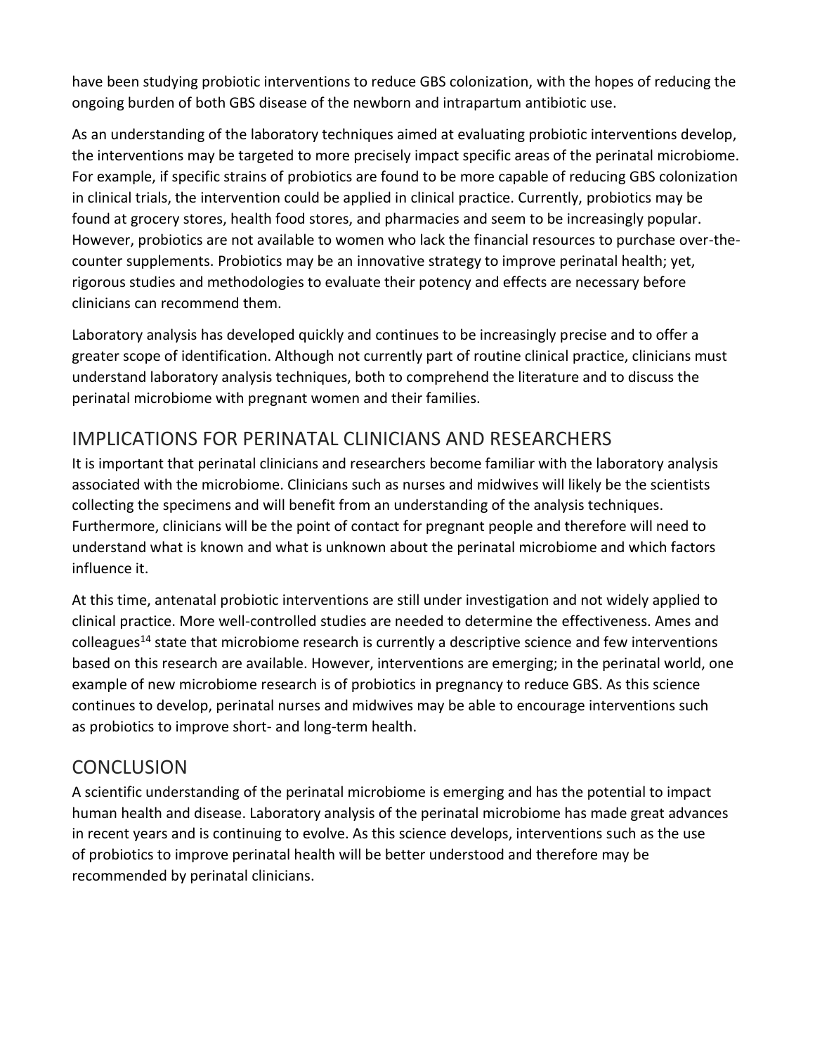have been studying probiotic interventions to reduce GBS colonization, with the hopes of reducing the ongoing burden of both GBS disease of the newborn and intrapartum antibiotic use.

As an understanding of the laboratory techniques aimed at evaluating probiotic interventions develop, the interventions may be targeted to more precisely impact specific areas of the perinatal microbiome. For example, if specific strains of probiotics are found to be more capable of reducing GBS colonization in clinical trials, the intervention could be applied in clinical practice. Currently, probiotics may be found at grocery stores, health food stores, and pharmacies and seem to be increasingly popular. However, probiotics are not available to women who lack the financial resources to purchase over-the-counter supplements. Probiotics may be an innovative strategy to improve perinatal health; yet, rigorous studies and methodologies to evaluate their potency and effects are necessary before clinicians can recommend them.

Laboratory analysis has developed quickly and continues to be increasingly precise and to offer a greater scope of identification. Although not currently part of routine clinical practice, clinicians must understand laboratory analysis techniques, both to comprehend the literature and to discuss the perinatal microbiome with pregnant women and their families.

## IMPLICATIONS FOR PERINATAL CLINICIANS AND RESEARCHERS

It is important that perinatal clinicians and researchers become familiar with the laboratory analysis associated with the microbiome. Clinicians such as nurses and midwives will likely be the scientists collecting the specimens and will benefit from an understanding of the analysis techniques. Furthermore, clinicians will be the point of contact for pregnant people and therefore will need to understand what is known and what is unknown about the perinatal microbiome and which factors influence it.

At this time, antenatal probiotic interventions are still under investigation and not widely applied to clinical practice. More well-controlled studies are needed to determine the effectiveness. Ames and colleagues[14] state that microbiome research is currently a descriptive science and few interventions based on this research are available. However, interventions are emerging; in the perinatal world, one example of new microbiome research is of probiotics in pregnancy to reduce GBS. As this science continues to develop, perinatal nurses and midwives may be able to encourage interventions such as probiotics to improve short- and long-term health.

## CONCLUSION

A scientific understanding of the perinatal microbiome is emerging and has the potential to impact human health and disease. Laboratory analysis of the perinatal microbiome has made great advances in recent years and is continuing to evolve. As this science develops, interventions such as the use of probiotics to improve perinatal health will be better understood and therefore may be recommended by perinatal clinicians.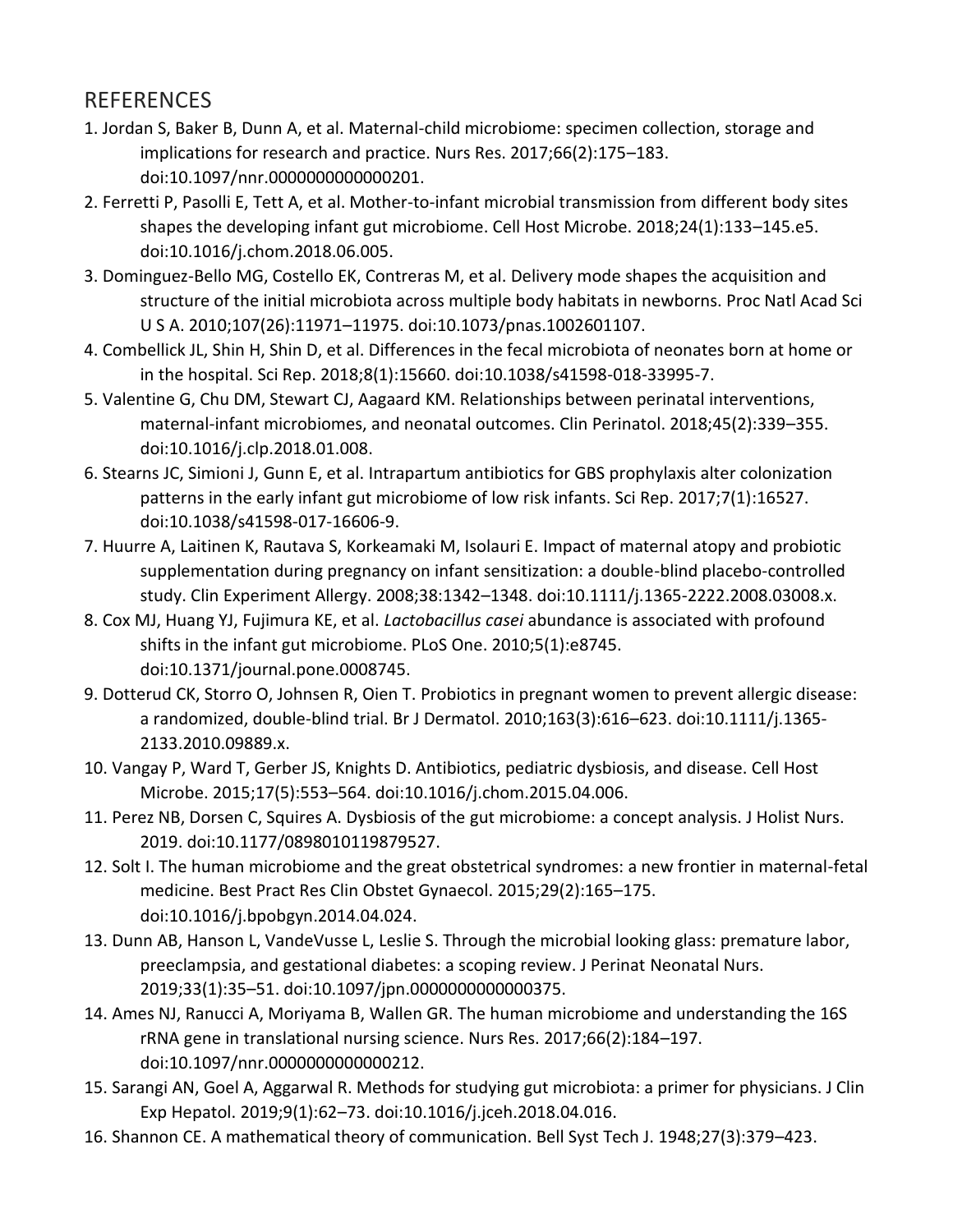## REFERENCES

1. Jordan S, Baker B, Dunn A, et al. Maternal-child microbiome: specimen collection, storage and implications for research and practice. Nurs Res. 2017;66(2):175–183. doi:10.1097/nnr.0000000000000201.
2. Ferretti P, Pasolli E, Tett A, et al. Mother-to-infant microbial transmission from different body sites shapes the developing infant gut microbiome. Cell Host Microbe. 2018;24(1):133–145.e5. doi:10.1016/j.chom.2018.06.005.
3. Dominguez-Bello MG, Costello EK, Contreras M, et al. Delivery mode shapes the acquisition and structure of the initial microbiota across multiple body habitats in newborns. Proc Natl Acad Sci U S A. 2010;107(26):11971–11975. doi:10.1073/pnas.1002601107.
4. Combellick JL, Shin H, Shin D, et al. Differences in the fecal microbiota of neonates born at home or in the hospital. Sci Rep. 2018;8(1):15660. doi:10.1038/s41598-018-33995-7.
5. Valentine G, Chu DM, Stewart CJ, Aagaard KM. Relationships between perinatal interventions, maternal-infant microbiomes, and neonatal outcomes. Clin Perinatol. 2018;45(2):339–355. doi:10.1016/j.clp.2018.01.008.
6. Stearns JC, Simioni J, Gunn E, et al. Intrapartum antibiotics for GBS prophylaxis alter colonization patterns in the early infant gut microbiome of low risk infants. Sci Rep. 2017;7(1):16527. doi:10.1038/s41598-017-16606-9.
7. Huurre A, Laitinen K, Rautava S, Korkeamaki M, Isolauri E. Impact of maternal atopy and probiotic supplementation during pregnancy on infant sensitization: a double-blind placebo-controlled study. Clin Experiment Allergy. 2008;38:1342–1348. doi:10.1111/j.1365-2222.2008.03008.x.
8. Cox MJ, Huang YJ, Fujimura KE, et al. *Lactobacillus casei* abundance is associated with profound shifts in the infant gut microbiome. PLoS One. 2010;5(1):e8745. doi:10.1371/journal.pone.0008745.
9. Dotterud CK, Storro O, Johnsen R, Oien T. Probiotics in pregnant women to prevent allergic disease: a randomized, double-blind trial. Br J Dermatol. 2010;163(3):616–623. doi:10.1111/j.1365-2133.2010.09889.x.
10. Vangay P, Ward T, Gerber JS, Knights D. Antibiotics, pediatric dysbiosis, and disease. Cell Host Microbe. 2015;17(5):553–564. doi:10.1016/j.chom.2015.04.006.
11. Perez NB, Dorsen C, Squires A. Dysbiosis of the gut microbiome: a concept analysis. J Holist Nurs. 2019. doi:10.1177/0898010119879527.
12. Solt I. The human microbiome and the great obstetrical syndromes: a new frontier in maternal-fetal medicine. Best Pract Res Clin Obstet Gynaecol. 2015;29(2):165–175. doi:10.1016/j.bpobgyn.2014.04.024.
13. Dunn AB, Hanson L, VandeVusse L, Leslie S. Through the microbial looking glass: premature labor, preeclampsia, and gestational diabetes: a scoping review. J Perinat Neonatal Nurs. 2019;33(1):35–51. doi:10.1097/jpn.0000000000000375.
14. Ames NJ, Ranucci A, Moriyama B, Wallen GR. The human microbiome and understanding the 16S rRNA gene in translational nursing science. Nurs Res. 2017;66(2):184–197. doi:10.1097/nnr.0000000000000212.
15. Sarangi AN, Goel A, Aggarwal R. Methods for studying gut microbiota: a primer for physicians. J Clin Exp Hepatol. 2019;9(1):62–73. doi:10.1016/j.jceh.2018.04.016.
16. Shannon CE. A mathematical theory of communication. Bell Syst Tech J. 1948;27(3):379–423.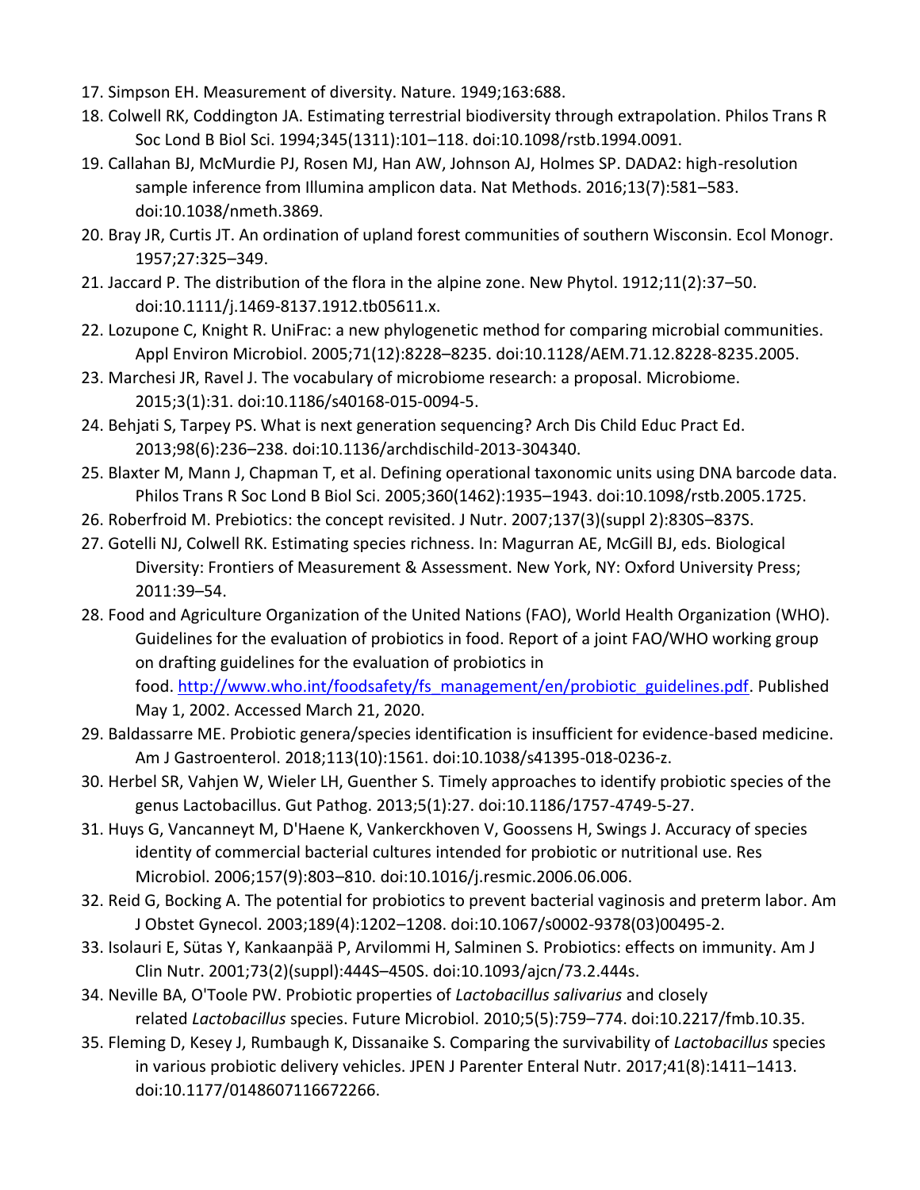17. Simpson EH. Measurement of diversity. Nature. 1949;163:688.
18. Colwell RK, Coddington JA. Estimating terrestrial biodiversity through extrapolation. Philos Trans R Soc Lond B Biol Sci. 1994;345(1311):101–118. doi:10.1098/rstb.1994.0091.
19. Callahan BJ, McMurdie PJ, Rosen MJ, Han AW, Johnson AJ, Holmes SP. DADA2: high-resolution sample inference from Illumina amplicon data. Nat Methods. 2016;13(7):581–583. doi:10.1038/nmeth.3869.
20. Bray JR, Curtis JT. An ordination of upland forest communities of southern Wisconsin. Ecol Monogr. 1957;27:325–349.
21. Jaccard P. The distribution of the flora in the alpine zone. New Phytol. 1912;11(2):37–50. doi:10.1111/j.1469-8137.1912.tb05611.x.
22. Lozupone C, Knight R. UniFrac: a new phylogenetic method for comparing microbial communities. Appl Environ Microbiol. 2005;71(12):8228–8235. doi:10.1128/AEM.71.12.8228-8235.2005.
23. Marchesi JR, Ravel J. The vocabulary of microbiome research: a proposal. Microbiome. 2015;3(1):31. doi:10.1186/s40168-015-0094-5.
24. Behjati S, Tarpey PS. What is next generation sequencing? Arch Dis Child Educ Pract Ed. 2013;98(6):236–238. doi:10.1136/archdischild-2013-304340.
25. Blaxter M, Mann J, Chapman T, et al. Defining operational taxonomic units using DNA barcode data. Philos Trans R Soc Lond B Biol Sci. 2005;360(1462):1935–1943. doi:10.1098/rstb.2005.1725.
26. Roberfroid M. Prebiotics: the concept revisited. J Nutr. 2007;137(3)(suppl 2):830S–837S.
27. Gotelli NJ, Colwell RK. Estimating species richness. In: Magurran AE, McGill BJ, eds. Biological Diversity: Frontiers of Measurement & Assessment. New York, NY: Oxford University Press; 2011:39–54.
28. Food and Agriculture Organization of the United Nations (FAO), World Health Organization (WHO). Guidelines for the evaluation of probiotics in food. Report of a joint FAO/WHO working group on drafting guidelines for the evaluation of probiotics in food. [http://www.who.int/foodsafety/fs_management/en/probiotic_guidelines.pdf](http://www.who.int/foodsafety/fs_management/en/probiotic_guidelines.pdf). Published May 1, 2002. Accessed March 21, 2020.
29. Baldassarre ME. Probiotic genera/species identification is insufficient for evidence-based medicine. Am J Gastroenterol. 2018;113(10):1561. doi:10.1038/s41395-018-0236-z.
30. Herbel SR, Vahjen W, Wieler LH, Guenther S. Timely approaches to identify probiotic species of the genus Lactobacillus. Gut Pathog. 2013;5(1):27. doi:10.1186/1757-4749-5-27.
31. Huys G, Vancanneyt M, D'Haene K, Vankerckhoven V, Goossens H, Swings J. Accuracy of species identity of commercial bacterial cultures intended for probiotic or nutritional use. Res Microbiol. 2006;157(9):803–810. doi:10.1016/j.resmic.2006.06.006.
32. Reid G, Bocking A. The potential for probiotics to prevent bacterial vaginosis and preterm labor. Am J Obstet Gynecol. 2003;189(4):1202–1208. doi:10.1067/s0002-9378(03)00495-2.
33. Isolauri E, Sütas Y, Kankaanpää P, Arvilommi H, Salminen S. Probiotics: effects on immunity. Am J Clin Nutr. 2001;73(2)(suppl):444S–450S. doi:10.1093/ajcn/73.2.444s.
34. Neville BA, O'Toole PW. Probiotic properties of *Lactobacillus salivarius* and closely related *Lactobacillus* species. Future Microbiol. 2010;5(5):759–774. doi:10.2217/fmb.10.35.
35. Fleming D, Kesey J, Rumbaugh K, Dissanaike S. Comparing the survivability of *Lactobacillus* species in various probiotic delivery vehicles. JPEN J Parenter Enteral Nutr. 2017;41(8):1411–1413. doi:10.1177/0148607116672266.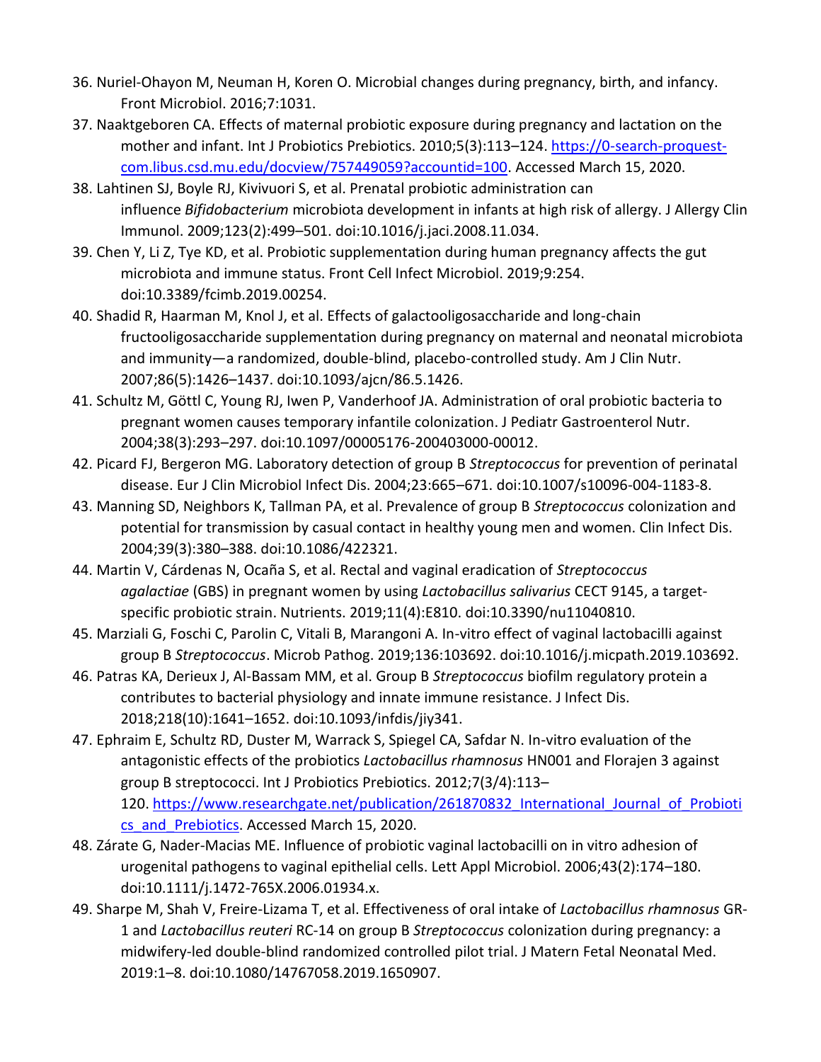36. Nuriel-Ohayon M, Neuman H, Koren O. Microbial changes during pregnancy, birth, and infancy. Front Microbiol. 2016;7:1031.
37. Naaktgeboren CA. Effects of maternal probiotic exposure during pregnancy and lactation on the mother and infant. Int J Probiotics Prebiotics. 2010;5(3):113–124. https://0-search-proquest-com.libus.csd.mu.edu/docview/757449059?accountid=100. Accessed March 15, 2020.
38. Lahtinen SJ, Boyle RJ, Kivivuori S, et al. Prenatal probiotic administration can influence *Bifidobacterium* microbiota development in infants at high risk of allergy. J Allergy Clin Immunol. 2009;123(2):499–501. doi:10.1016/j.jaci.2008.11.034.
39. Chen Y, Li Z, Tye KD, et al. Probiotic supplementation during human pregnancy affects the gut microbiota and immune status. Front Cell Infect Microbiol. 2019;9:254. doi:10.3389/fcimb.2019.00254.
40. Shadid R, Haarman M, Knol J, et al. Effects of galactooligosaccharide and long-chain fructooligosaccharide supplementation during pregnancy on maternal and neonatal microbiota and immunity—a randomized, double-blind, placebo-controlled study. Am J Clin Nutr. 2007;86(5):1426–1437. doi:10.1093/ajcn/86.5.1426.
41. Schultz M, Göttl C, Young RJ, Iwen P, Vanderhoof JA. Administration of oral probiotic bacteria to pregnant women causes temporary infantile colonization. J Pediatr Gastroenterol Nutr. 2004;38(3):293–297. doi:10.1097/00005176-200403000-00012.
42. Picard FJ, Bergeron MG. Laboratory detection of group B *Streptococcus* for prevention of perinatal disease. Eur J Clin Microbiol Infect Dis. 2004;23:665–671. doi:10.1007/s10096-004-1183-8.
43. Manning SD, Neighbors K, Tallman PA, et al. Prevalence of group B *Streptococcus* colonization and potential for transmission by casual contact in healthy young men and women. Clin Infect Dis. 2004;39(3):380–388. doi:10.1086/422321.
44. Martin V, Cárdenas N, Ocaña S, et al. Rectal and vaginal eradication of *Streptococcus agalactiae* (GBS) in pregnant women by using *Lactobacillus salivarius* CECT 9145, a target-specific probiotic strain. Nutrients. 2019;11(4):E810. doi:10.3390/nu11040810.
45. Marziali G, Foschi C, Parolin C, Vitali B, Marangoni A. In-vitro effect of vaginal lactobacilli against group B *Streptococcus*. Microb Pathog. 2019;136:103692. doi:10.1016/j.micpath.2019.103692.
46. Patras KA, Derieux J, Al-Bassam MM, et al. Group B *Streptococcus* biofilm regulatory protein a contributes to bacterial physiology and innate immune resistance. J Infect Dis. 2018;218(10):1641–1652. doi:10.1093/infdis/jiy341.
47. Ephraim E, Schultz RD, Duster M, Warrack S, Spiegel CA, Safdar N. In-vitro evaluation of the antagonistic effects of the probiotics *Lactobacillus rhamnosus* HN001 and Florajen 3 against group B streptococci. Int J Probiotics Prebiotics. 2012;7(3/4):113–120. https://www.researchgate.net/publication/261870832_International_Journal_of_Probiotics_and_Prebiotics. Accessed March 15, 2020.
48. Zárate G, Nader-Macias ME. Influence of probiotic vaginal lactobacilli on in vitro adhesion of urogenital pathogens to vaginal epithelial cells. Lett Appl Microbiol. 2006;43(2):174–180. doi:10.1111/j.1472-765X.2006.01934.x.
49. Sharpe M, Shah V, Freire-Lizama T, et al. Effectiveness of oral intake of *Lactobacillus rhamnosus* GR-1 and *Lactobacillus reuteri* RC-14 on group B *Streptococcus* colonization during pregnancy: a midwifery-led double-blind randomized controlled pilot trial. J Matern Fetal Neonatal Med. 2019:1–8. doi:10.1080/14767058.2019.1650907.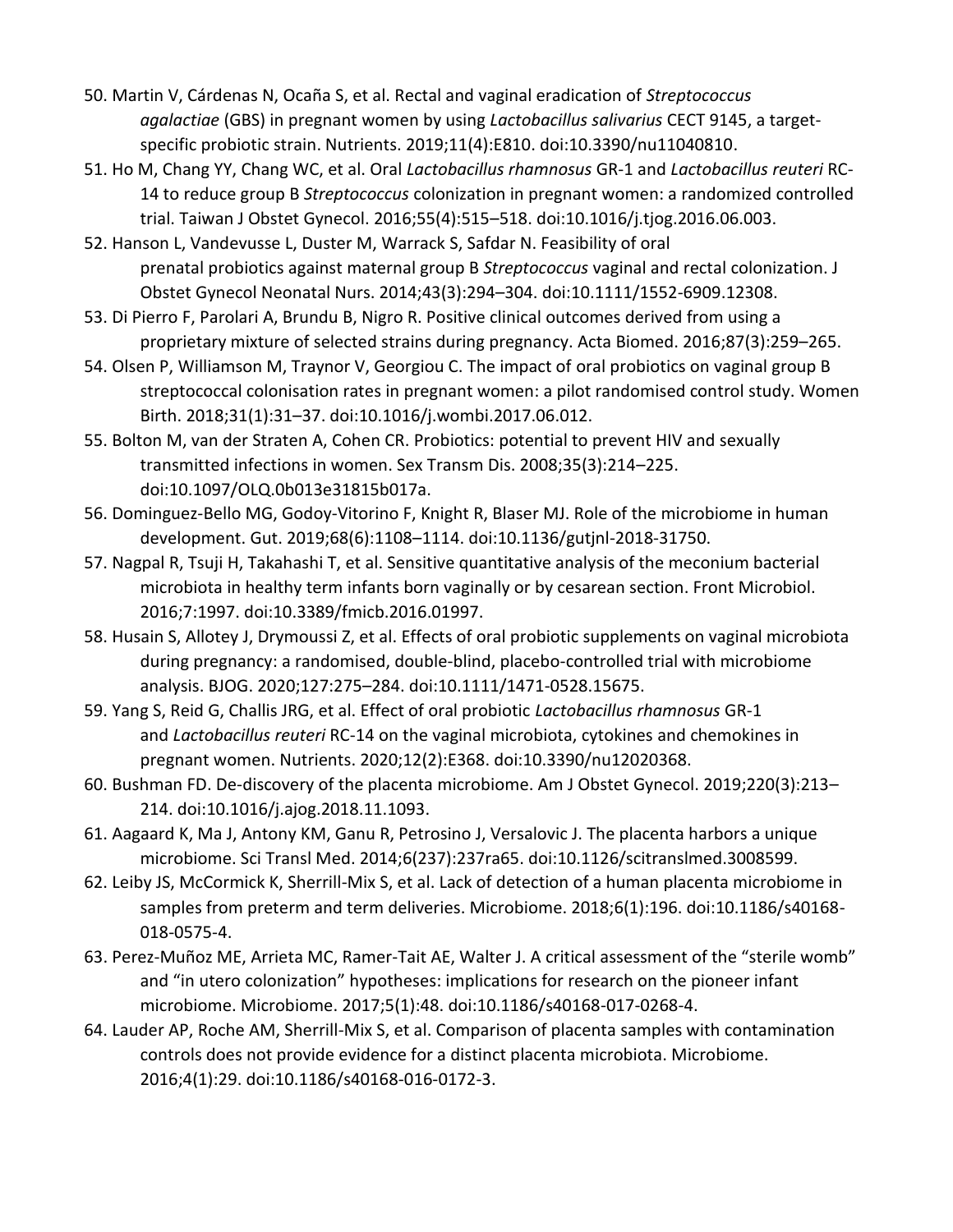50. Martin V, Cárdenas N, Ocaña S, et al. Rectal and vaginal eradication of *Streptococcus agalactiae* (GBS) in pregnant women by using *Lactobacillus salivarius* CECT 9145, a target-specific probiotic strain. Nutrients. 2019;11(4):E810. doi:10.3390/nu11040810.
51. Ho M, Chang YY, Chang WC, et al. Oral *Lactobacillus rhamnosus* GR-1 and *Lactobacillus reuteri* RC-14 to reduce group B *Streptococcus* colonization in pregnant women: a randomized controlled trial. Taiwan J Obstet Gynecol. 2016;55(4):515–518. doi:10.1016/j.tjog.2016.06.003.
52. Hanson L, Vandevusse L, Duster M, Warrack S, Safdar N. Feasibility of oral prenatal probiotics against maternal group B *Streptococcus* vaginal and rectal colonization. J Obstet Gynecol Neonatal Nurs. 2014;43(3):294–304. doi:10.1111/1552-6909.12308.
53. Di Pierro F, Parolari A, Brundu B, Nigro R. Positive clinical outcomes derived from using a proprietary mixture of selected strains during pregnancy. Acta Biomed. 2016;87(3):259–265.
54. Olsen P, Williamson M, Traynor V, Georgiou C. The impact of oral probiotics on vaginal group B streptococcal colonisation rates in pregnant women: a pilot randomised control study. Women Birth. 2018;31(1):31–37. doi:10.1016/j.wombi.2017.06.012.
55. Bolton M, van der Straten A, Cohen CR. Probiotics: potential to prevent HIV and sexually transmitted infections in women. Sex Transm Dis. 2008;35(3):214–225. doi:10.1097/OLQ.0b013e31815b017a.
56. Dominguez-Bello MG, Godoy-Vitorino F, Knight R, Blaser MJ. Role of the microbiome in human development. Gut. 2019;68(6):1108–1114. doi:10.1136/gutjnl-2018-31750.
57. Nagpal R, Tsuji H, Takahashi T, et al. Sensitive quantitative analysis of the meconium bacterial microbiota in healthy term infants born vaginally or by cesarean section. Front Microbiol. 2016;7:1997. doi:10.3389/fmicb.2016.01997.
58. Husain S, Allotey J, Drymoussi Z, et al. Effects of oral probiotic supplements on vaginal microbiota during pregnancy: a randomised, double-blind, placebo-controlled trial with microbiome analysis. BJOG. 2020;127:275–284. doi:10.1111/1471-0528.15675.
59. Yang S, Reid G, Challis JRG, et al. Effect of oral probiotic *Lactobacillus rhamnosus* GR-1 and *Lactobacillus reuteri* RC-14 on the vaginal microbiota, cytokines and chemokines in pregnant women. Nutrients. 2020;12(2):E368. doi:10.3390/nu12020368.
60. Bushman FD. De-discovery of the placenta microbiome. Am J Obstet Gynecol. 2019;220(3):213–214. doi:10.1016/j.ajog.2018.11.1093.
61. Aagaard K, Ma J, Antony KM, Ganu R, Petrosino J, Versalovic J. The placenta harbors a unique microbiome. Sci Transl Med. 2014;6(237):237ra65. doi:10.1126/scitranslmed.3008599.
62. Leiby JS, McCormick K, Sherrill-Mix S, et al. Lack of detection of a human placenta microbiome in samples from preterm and term deliveries. Microbiome. 2018;6(1):196. doi:10.1186/s40168-018-0575-4.
63. Perez-Muñoz ME, Arrieta MC, Ramer-Tait AE, Walter J. A critical assessment of the "sterile womb" and "in utero colonization" hypotheses: implications for research on the pioneer infant microbiome. Microbiome. 2017;5(1):48. doi:10.1186/s40168-017-0268-4.
64. Lauder AP, Roche AM, Sherrill-Mix S, et al. Comparison of placenta samples with contamination controls does not provide evidence for a distinct placenta microbiota. Microbiome. 2016;4(1):29. doi:10.1186/s40168-016-0172-3.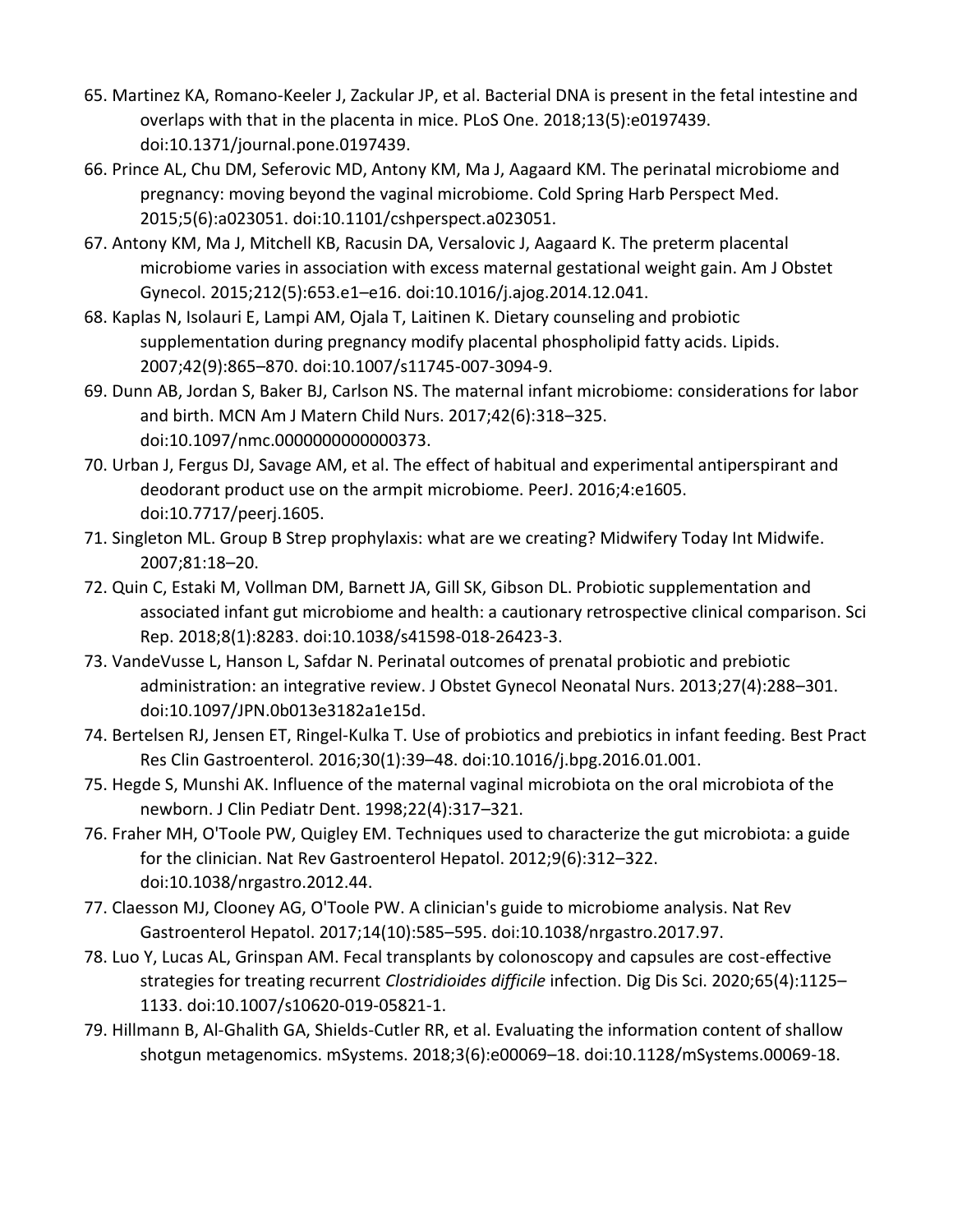65. Martinez KA, Romano-Keeler J, Zackular JP, et al. Bacterial DNA is present in the fetal intestine and overlaps with that in the placenta in mice. PLoS One. 2018;13(5):e0197439. doi:10.1371/journal.pone.0197439.
66. Prince AL, Chu DM, Seferovic MD, Antony KM, Ma J, Aagaard KM. The perinatal microbiome and pregnancy: moving beyond the vaginal microbiome. Cold Spring Harb Perspect Med. 2015;5(6):a023051. doi:10.1101/cshperspect.a023051.
67. Antony KM, Ma J, Mitchell KB, Racusin DA, Versalovic J, Aagaard K. The preterm placental microbiome varies in association with excess maternal gestational weight gain. Am J Obstet Gynecol. 2015;212(5):653.e1–e16. doi:10.1016/j.ajog.2014.12.041.
68. Kaplas N, Isolauri E, Lampi AM, Ojala T, Laitinen K. Dietary counseling and probiotic supplementation during pregnancy modify placental phospholipid fatty acids. Lipids. 2007;42(9):865–870. doi:10.1007/s11745-007-3094-9.
69. Dunn AB, Jordan S, Baker BJ, Carlson NS. The maternal infant microbiome: considerations for labor and birth. MCN Am J Matern Child Nurs. 2017;42(6):318–325. doi:10.1097/nmc.0000000000000373.
70. Urban J, Fergus DJ, Savage AM, et al. The effect of habitual and experimental antiperspirant and deodorant product use on the armpit microbiome. PeerJ. 2016;4:e1605. doi:10.7717/peerj.1605.
71. Singleton ML. Group B Strep prophylaxis: what are we creating? Midwifery Today Int Midwife. 2007;81:18–20.
72. Quin C, Estaki M, Vollman DM, Barnett JA, Gill SK, Gibson DL. Probiotic supplementation and associated infant gut microbiome and health: a cautionary retrospective clinical comparison. Sci Rep. 2018;8(1):8283. doi:10.1038/s41598-018-26423-3.
73. VandeVusse L, Hanson L, Safdar N. Perinatal outcomes of prenatal probiotic and prebiotic administration: an integrative review. J Obstet Gynecol Neonatal Nurs. 2013;27(4):288–301. doi:10.1097/JPN.0b013e3182a1e15d.
74. Bertelsen RJ, Jensen ET, Ringel-Kulka T. Use of probiotics and prebiotics in infant feeding. Best Pract Res Clin Gastroenterol. 2016;30(1):39–48. doi:10.1016/j.bpg.2016.01.001.
75. Hegde S, Munshi AK. Influence of the maternal vaginal microbiota on the oral microbiota of the newborn. J Clin Pediatr Dent. 1998;22(4):317–321.
76. Fraher MH, O'Toole PW, Quigley EM. Techniques used to characterize the gut microbiota: a guide for the clinician. Nat Rev Gastroenterol Hepatol. 2012;9(6):312–322. doi:10.1038/nrgastro.2012.44.
77. Claesson MJ, Clooney AG, O'Toole PW. A clinician's guide to microbiome analysis. Nat Rev Gastroenterol Hepatol. 2017;14(10):585–595. doi:10.1038/nrgastro.2017.97.
78. Luo Y, Lucas AL, Grinspan AM. Fecal transplants by colonoscopy and capsules are cost-effective strategies for treating recurrent *Clostridioides difficile* infection. Dig Dis Sci. 2020;65(4):1125–1133. doi:10.1007/s10620-019-05821-1.
79. Hillmann B, Al-Ghalith GA, Shields-Cutler RR, et al. Evaluating the information content of shallow shotgun metagenomics. mSystems. 2018;3(6):e00069–18. doi:10.1128/mSystems.00069-18.